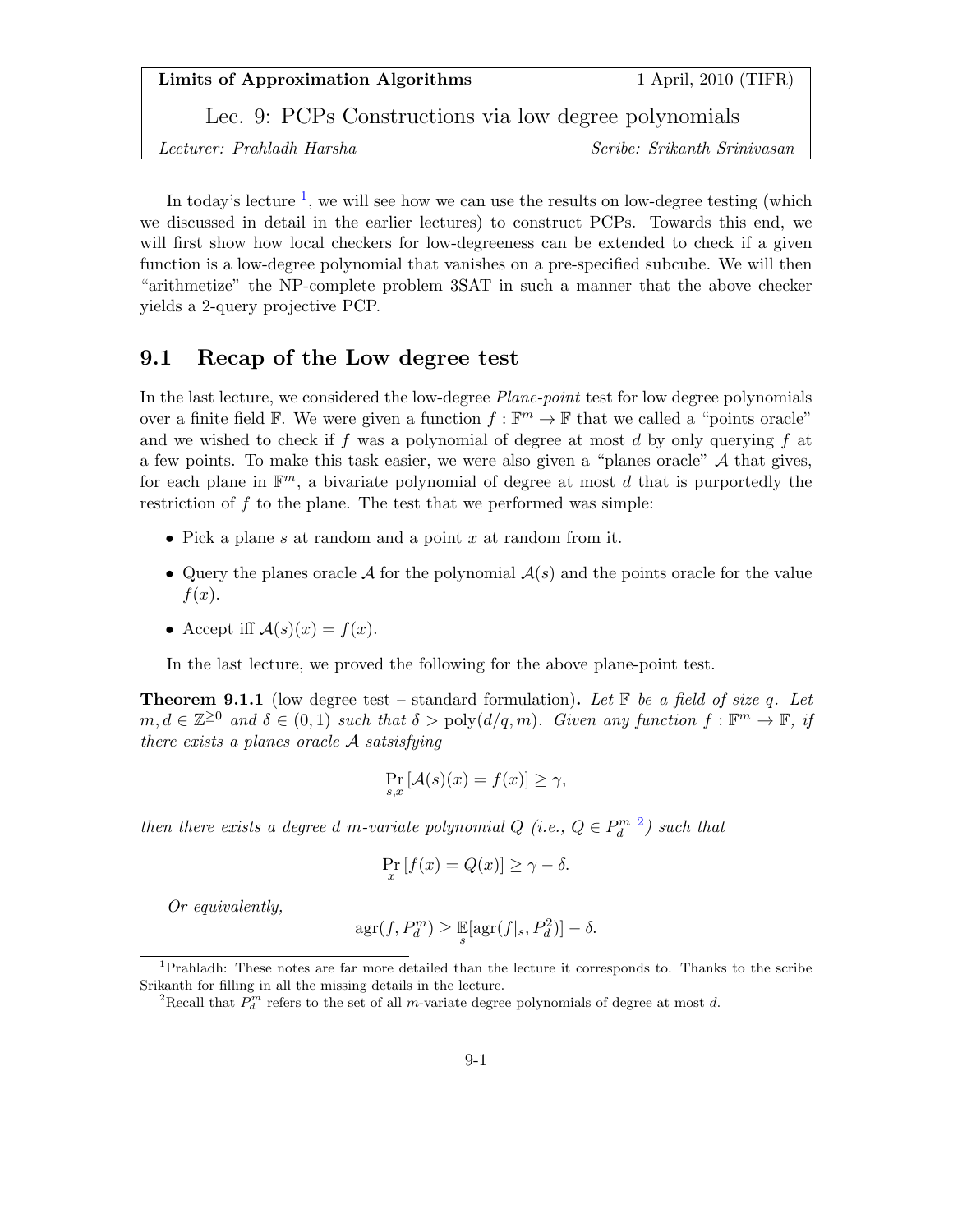**Limits of Approximation Algorithms** 1 April, 2010 (TIFR)

# Lec. 9: PCPs Constructions via low degree polynomials

*Lecturer: Prahladh Harsha* *Scribe: Srikanth Srinivasan*

In today's lecture [1], we will see how we can use the results on low-degree testing (which we discussed in detail in the earlier lectures) to construct PCPs. Towards this end, we will first show how local checkers for low-degreeness can be extended to check if a given function is a low-degree polynomial that vanishes on a pre-specified subcube. We will then "arithmetize" the NP-complete problem 3SAT in such a manner that the above checker yields a 2-query projective PCP.

## 9.1 Recap of the Low degree test

In the last lecture, we considered the low-degree *Plane-point* test for low degree polynomials over a finite field $\mathbb{F}$. We were given a function $f : \mathbb{F}^m \to \mathbb{F}$ that we called a "points oracle" and we wished to check if $f$ was a polynomial of degree at most $d$ by only querying $f$ at a few points. To make this task easier, we were also given a "planes oracle" $\mathcal{A}$ that gives, for each plane in $\mathbb{F}^m$, a bivariate polynomial of degree at most $d$ that is purportedly the restriction of $f$ to the plane. The test that we performed was simple:

- Pick a plane $s$ at random and a point $x$ at random from it.
- Query the planes oracle $\mathcal{A}$ for the polynomial $\mathcal{A}(s)$ and the points oracle for the value $f(x)$.
- Accept iff $\mathcal{A}(s)(x) = f(x)$.

In the last lecture, we proved the following for the above plane-point test.

**Theorem 9.1.1** (low degree test – standard formulation)**.** *Let $\mathbb{F}$ be a field of size $q$. Let $m, d \in \mathbb{Z}^{\geq 0}$ and $\delta \in (0,1)$ such that $\delta > \text{poly}(d/q, m)$. Given any function $f : \mathbb{F}^m \to \mathbb{F}$, if there exists a planes oracle $\mathcal{A}$ satsisfying*

$$\Pr_{s,x}[\mathcal{A}(s)(x) = f(x)] \geq \gamma,$$

*then there exists a degree $d$ $m$-variate polynomial $Q$ (i.e., $Q \in P_d^m$ [2]) such that*

$$\Pr_x[f(x) = Q(x)] \geq \gamma - \delta.$$

*Or equivalently,*

$$\text{agr}(f, P_d^m) \geq \mathop{\mathbb{E}}_s[\text{agr}(f|_s, P_d^2)] - \delta.$$

---

[1] Prahladh: These notes are far more detailed than the lecture it corresponds to. Thanks to the scribe Srikanth for filling in all the missing details in the lecture.

[2] Recall that $P_d^m$ refers to the set of all $m$-variate degree polynomials of degree at most $d$.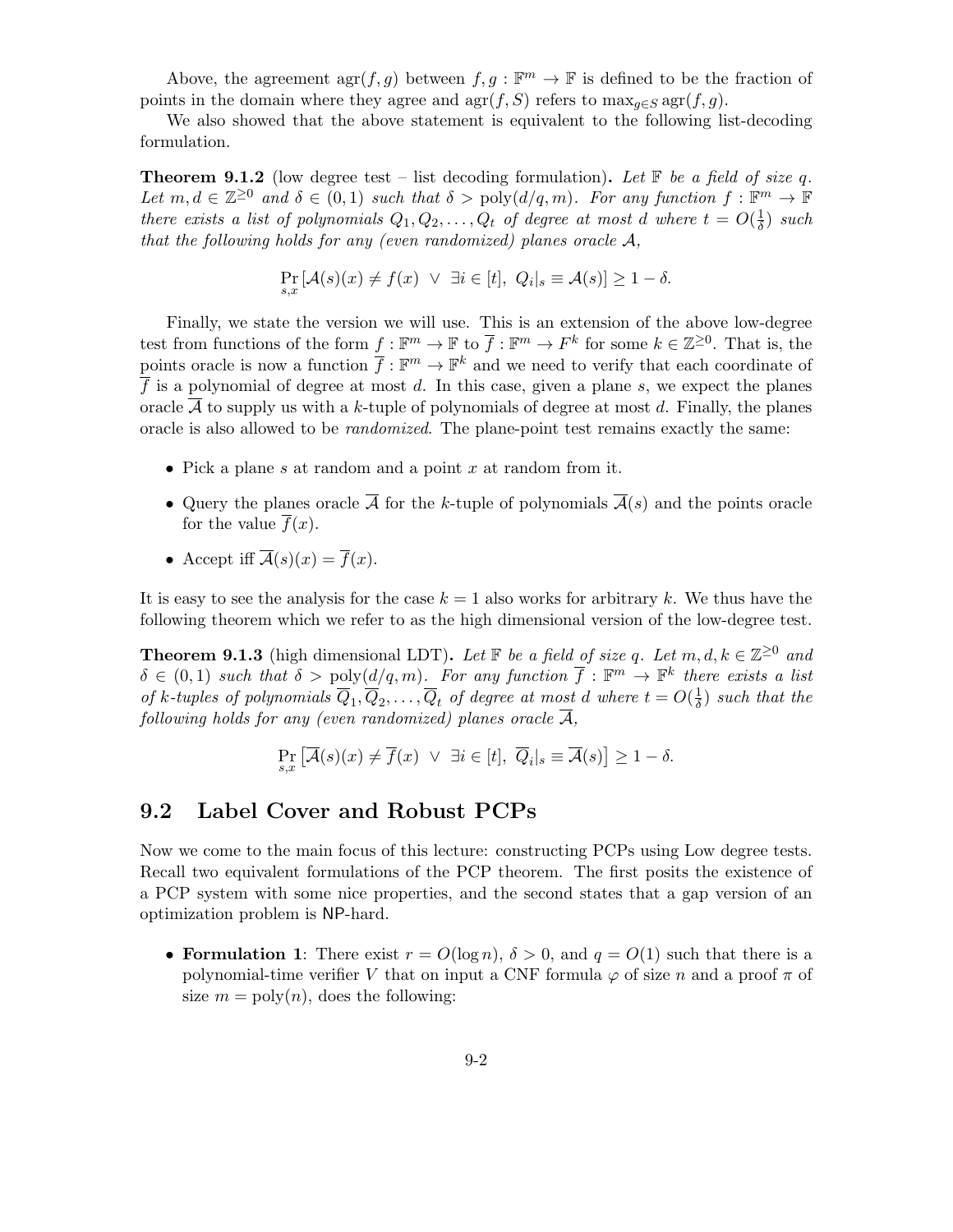Above, the agreement $\text{agr}(f, g)$ between $f, g : \mathbb{F}^m \to \mathbb{F}$ is defined to be the fraction of points in the domain where they agree and $\text{agr}(f, S)$ refers to $\max_{g \in S} \text{agr}(f, g)$.

We also showed that the above statement is equivalent to the following list-decoding formulation.

**Theorem 9.1.2** (low degree test – list decoding formulation)**.** *Let $\mathbb{F}$ be a field of size $q$. Let $m, d \in \mathbb{Z}^{\geq 0}$ and $\delta \in (0, 1)$ such that $\delta > \text{poly}(d/q, m)$. For any function $f : \mathbb{F}^m \to \mathbb{F}$ there exists a list of polynomials $Q_1, Q_2, \ldots, Q_t$ of degree at most $d$ where $t = O(\frac{1}{\delta})$ such that the following holds for any (even randomized) planes oracle $\mathcal{A}$,*

$$\Pr_{s,x}[\mathcal{A}(s)(x) \neq f(x) \ \vee \ \exists i \in [t], \ Q_i|_s \equiv \mathcal{A}(s)] \geq 1 - \delta.$$

Finally, we state the version we will use. This is an extension of the above low-degree test from functions of the form $f : \mathbb{F}^m \to \mathbb{F}$ to $\overline{f} : \mathbb{F}^m \to F^k$ for some $k \in \mathbb{Z}^{\geq 0}$. That is, the points oracle is now a function $\overline{f} : \mathbb{F}^m \to \mathbb{F}^k$ and we need to verify that each coordinate of $\overline{f}$ is a polynomial of degree at most $d$. In this case, given a plane $s$, we expect the planes oracle $\overline{\mathcal{A}}$ to supply us with a $k$-tuple of polynomials of degree at most $d$. Finally, the planes oracle is also allowed to be *randomized*. The plane-point test remains exactly the same:

- Pick a plane $s$ at random and a point $x$ at random from it.
- Query the planes oracle $\overline{\mathcal{A}}$ for the $k$-tuple of polynomials $\overline{\mathcal{A}}(s)$ and the points oracle for the value $\overline{f}(x)$.
- Accept iff $\overline{\mathcal{A}}(s)(x) = \overline{f}(x)$.

It is easy to see the analysis for the case $k = 1$ also works for arbitrary $k$. We thus have the following theorem which we refer to as the high dimensional version of the low-degree test.

**Theorem 9.1.3** (high dimensional LDT)**.** *Let $\mathbb{F}$ be a field of size $q$. Let $m, d, k \in \mathbb{Z}^{\geq 0}$ and $\delta \in (0, 1)$ such that $\delta > \text{poly}(d/q, m)$. For any function $\overline{f} : \mathbb{F}^m \to \mathbb{F}^k$ there exists a list of $k$-tuples of polynomials $\overline{Q}_1, \overline{Q}_2, \ldots, \overline{Q}_t$ of degree at most $d$ where $t = O(\frac{1}{\delta})$ such that the following holds for any (even randomized) planes oracle $\overline{\mathcal{A}}$,*

$$\Pr_{s,x}\left[\overline{\mathcal{A}}(s)(x) \neq \overline{f}(x) \ \vee \ \exists i \in [t], \ \overline{Q}_i|_s \equiv \overline{\mathcal{A}}(s)\right] \geq 1 - \delta.$$

## 9.2 Label Cover and Robust PCPs

Now we come to the main focus of this lecture: constructing PCPs using Low degree tests. Recall two equivalent formulations of the PCP theorem. The first posits the existence of a PCP system with some nice properties, and the second states that a gap version of an optimization problem is NP-hard.

- **Formulation 1**: There exist $r = O(\log n)$, $\delta > 0$, and $q = O(1)$ such that there is a polynomial-time verifier $V$ that on input a CNF formula $\varphi$ of size $n$ and a proof $\pi$ of size $m = \text{poly}(n)$, does the following: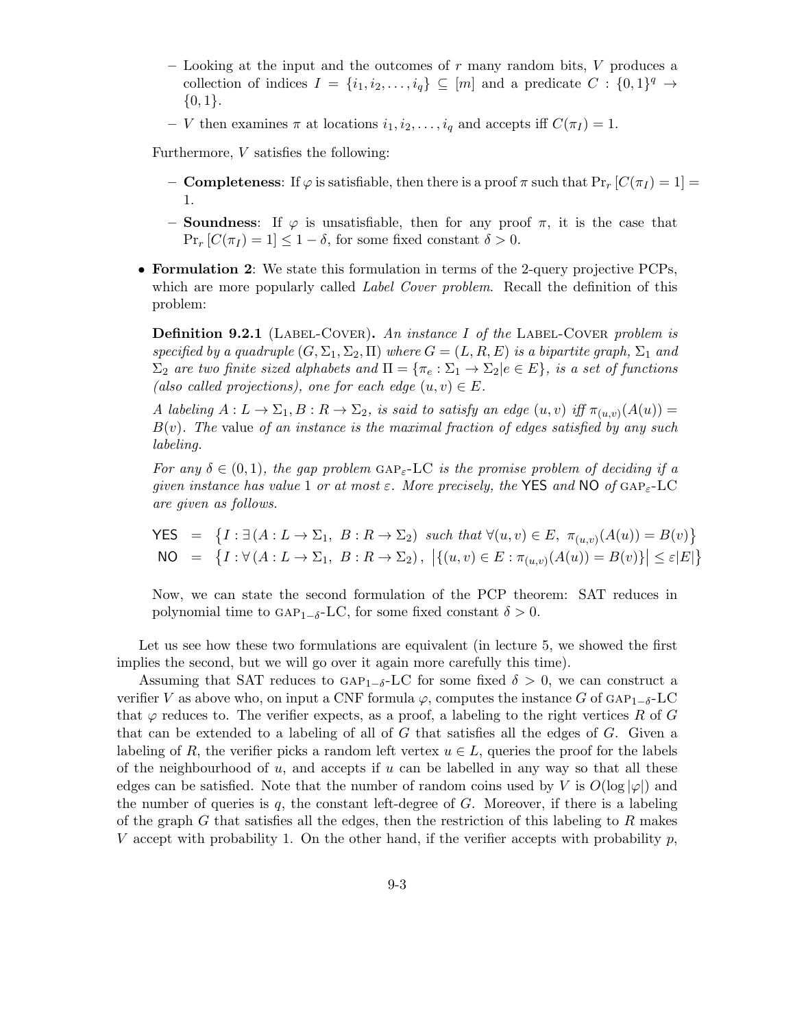- Looking at the input and the outcomes of $r$ many random bits, $V$ produces a collection of indices $I = \{i_1, i_2, \ldots, i_q\} \subseteq [m]$ and a predicate $C : \{0,1\}^q \to \{0,1\}$.
  - $V$ then examines $\pi$ at locations $i_1, i_2, \ldots, i_q$ and accepts iff $C(\pi_I) = 1$.

  Furthermore, $V$ satisfies the following:

  - **Completeness**: If $\varphi$ is satisfiable, then there is a proof $\pi$ such that $\Pr_r[C(\pi_I) = 1] = 1$.
  - **Soundness**: If $\varphi$ is unsatisfiable, then for any proof $\pi$, it is the case that $\Pr_r[C(\pi_I) = 1] \leq 1 - \delta$, for some fixed constant $\delta > 0$.

- **Formulation 2**: We state this formulation in terms of the 2-query projective PCPs, which are more popularly called *Label Cover problem*. Recall the definition of this problem:

  **Definition 9.2.1** (Label-Cover). *An instance $I$ of the* Label-Cover *problem is specified by a quadruple $(G, \Sigma_1, \Sigma_2, \Pi)$ where $G = (L, R, E)$ is a bipartite graph, $\Sigma_1$ and $\Sigma_2$ are two finite sized alphabets and $\Pi = \{\pi_e : \Sigma_1 \to \Sigma_2 | e \in E\}$, is a set of functions (also called projections), one for each edge $(u, v) \in E$.*

  *A labeling $A : L \to \Sigma_1, B : R \to \Sigma_2$, is said to satisfy an edge $(u, v)$ iff $\pi_{(u,v)}(A(u)) = B(v)$. The* value *of an instance is the maximal fraction of edges satisfied by any such labeling.*

  *For any $\delta \in (0, 1)$, the gap problem* $\text{GAP}_\varepsilon$-LC *is the promise problem of deciding if a given instance has value 1 or at most $\varepsilon$. More precisely, the* YES *and* NO *of* $\text{GAP}_\varepsilon$-LC *are given as follows.*

  $$\begin{aligned} \mathsf{YES} &= \{I : \exists (A : L \to \Sigma_1,\ B : R \to \Sigma_2) \text{ such that } \forall (u,v) \in E,\ \pi_{(u,v)}(A(u)) = B(v)\} \\ \mathsf{NO} &= \{I : \forall (A : L \to \Sigma_1,\ B : R \to \Sigma_2),\ |\{(u,v) \in E : \pi_{(u,v)}(A(u)) = B(v)\}| \leq \varepsilon |E|\} \end{aligned}$$

  Now, we can state the second formulation of the PCP theorem: SAT reduces in polynomial time to $\text{GAP}_{1-\delta}$-LC, for some fixed constant $\delta > 0$.

Let us see how these two formulations are equivalent (in lecture 5, we showed the first implies the second, but we will go over it again more carefully this time).

Assuming that SAT reduces to $\text{GAP}_{1-\delta}$-LC for some fixed $\delta > 0$, we can construct a verifier $V$ as above who, on input a CNF formula $\varphi$, computes the instance $G$ of $\text{GAP}_{1-\delta}$-LC that $\varphi$ reduces to. The verifier expects, as a proof, a labeling to the right vertices $R$ of $G$ that can be extended to a labeling of all of $G$ that satisfies all the edges of $G$. Given a labeling of $R$, the verifier picks a random left vertex $u \in L$, queries the proof for the labels of the neighbourhood of $u$, and accepts if $u$ can be labelled in any way so that all these edges can be satisfied. Note that the number of random coins used by $V$ is $O(\log |\varphi|)$ and the number of queries is $q$, the constant left-degree of $G$. Moreover, if there is a labeling of the graph $G$ that satisfies all the edges, then the restriction of this labeling to $R$ makes $V$ accept with probability 1. On the other hand, if the verifier accepts with probability $p$,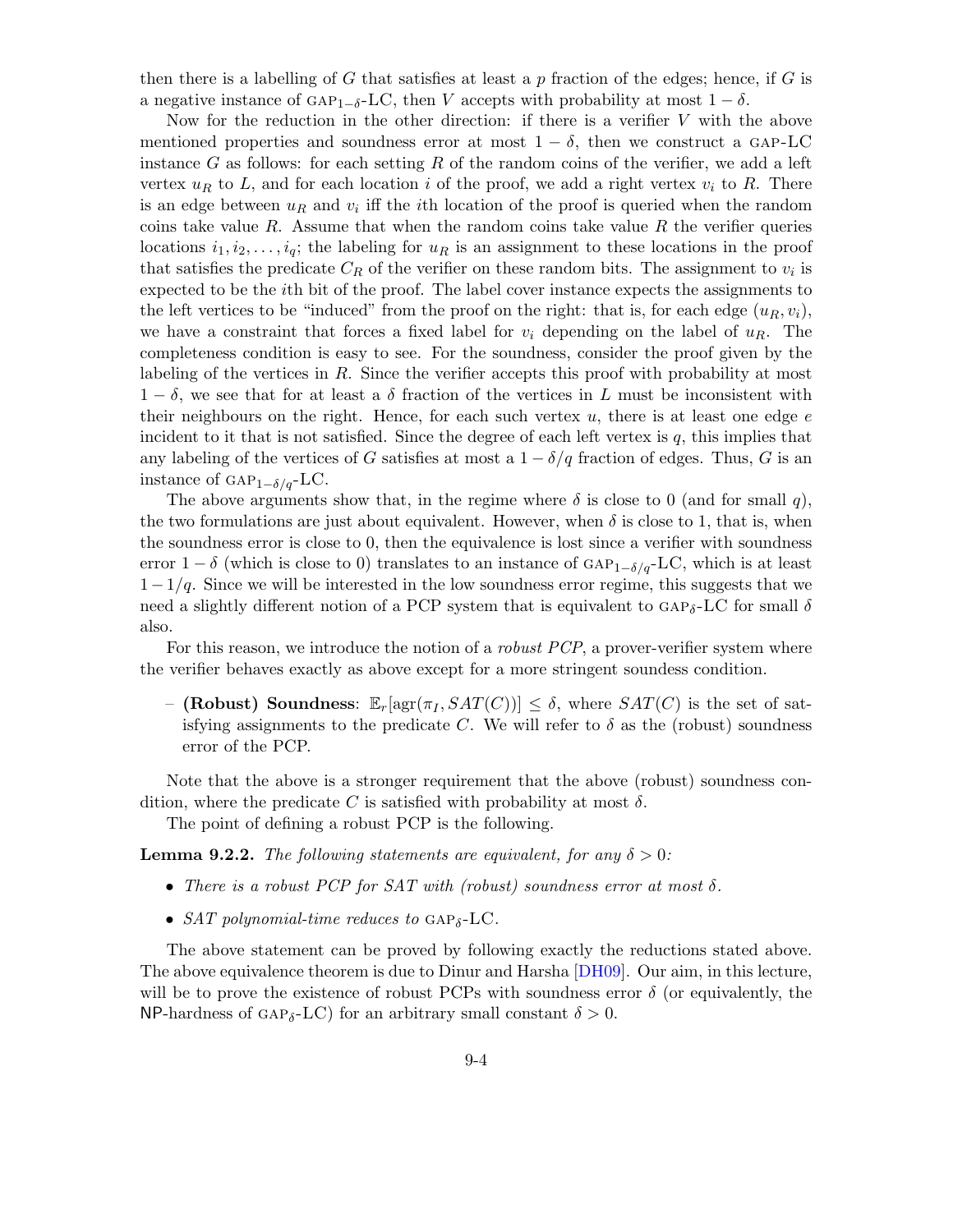then there is a labelling of $G$ that satisfies at least a $p$ fraction of the edges; hence, if $G$ is a negative instance of $\text{GAP}_{1-\delta}$-LC, then $V$ accepts with probability at most $1 - \delta$.

Now for the reduction in the other direction: if there is a verifier $V$ with the above mentioned properties and soundness error at most $1 - \delta$, then we construct a GAP-LC instance $G$ as follows: for each setting $R$ of the random coins of the verifier, we add a left vertex $u_R$ to $L$, and for each location $i$ of the proof, we add a right vertex $v_i$ to $R$. There is an edge between $u_R$ and $v_i$ iff the $i$th location of the proof is queried when the random coins take value $R$. Assume that when the random coins take value $R$ the verifier queries locations $i_1, i_2, \ldots, i_q$; the labeling for $u_R$ is an assignment to these locations in the proof that satisfies the predicate $C_R$ of the verifier on these random bits. The assignment to $v_i$ is expected to be the $i$th bit of the proof. The label cover instance expects the assignments to the left vertices to be "induced" from the proof on the right: that is, for each edge $(u_R, v_i)$, we have a constraint that forces a fixed label for $v_i$ depending on the label of $u_R$. The completeness condition is easy to see. For the soundness, consider the proof given by the labeling of the vertices in $R$. Since the verifier accepts this proof with probability at most $1 - \delta$, we see that for at least a $\delta$ fraction of the vertices in $L$ must be inconsistent with their neighbours on the right. Hence, for each such vertex $u$, there is at least one edge $e$ incident to it that is not satisfied. Since the degree of each left vertex is $q$, this implies that any labeling of the vertices of $G$ satisfies at most a $1 - \delta/q$ fraction of edges. Thus, $G$ is an instance of $\text{GAP}_{1-\delta/q}$-LC.

The above arguments show that, in the regime where $\delta$ is close to 0 (and for small $q$), the two formulations are just about equivalent. However, when $\delta$ is close to 1, that is, when the soundness error is close to 0, then the equivalence is lost since a verifier with soundness error $1 - \delta$ (which is close to 0) translates to an instance of $\text{GAP}_{1-\delta/q}$-LC, which is at least $1 - 1/q$. Since we will be interested in the low soundness error regime, this suggests that we need a slightly different notion of a PCP system that is equivalent to $\text{GAP}_{\delta}$-LC for small $\delta$ also.

For this reason, we introduce the notion of a *robust PCP*, a prover-verifier system where the verifier behaves exactly as above except for a more stringent soundess condition.

– **(Robust) Soundness**: $\mathbb{E}_r[\text{agr}(\pi_I, SAT(C))] \leq \delta$, where $SAT(C)$ is the set of satisfying assignments to the predicate $C$. We will refer to $\delta$ as the (robust) soundness error of the PCP.

Note that the above is a stronger requirement that the above (robust) soundness condition, where the predicate $C$ is satisfied with probability at most $\delta$.

The point of defining a robust PCP is the following.

**Lemma 9.2.2.** *The following statements are equivalent, for any $\delta > 0$:*

- *There is a robust PCP for SAT with (robust) soundness error at most $\delta$.*
- *SAT polynomial-time reduces to $\text{GAP}_{\delta}$-LC.*

The above statement can be proved by following exactly the reductions stated above. The above equivalence theorem is due to Dinur and Harsha [DH09]. Our aim, in this lecture, will be to prove the existence of robust PCPs with soundness error $\delta$ (or equivalently, the NP-hardness of $\text{GAP}_{\delta}$-LC) for an arbitrary small constant $\delta > 0$.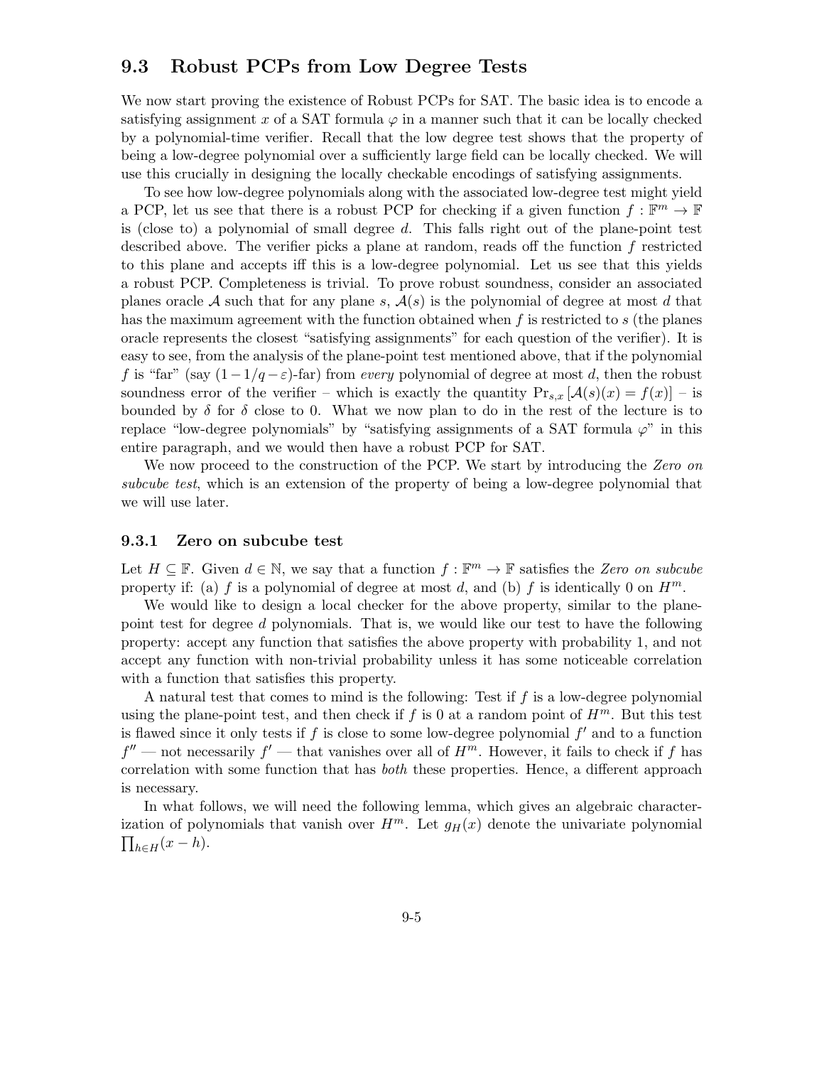## 9.3 Robust PCPs from Low Degree Tests

We now start proving the existence of Robust PCPs for SAT. The basic idea is to encode a satisfying assignment $x$ of a SAT formula $\varphi$ in a manner such that it can be locally checked by a polynomial-time verifier. Recall that the low degree test shows that the property of being a low-degree polynomial over a sufficiently large field can be locally checked. We will use this crucially in designing the locally checkable encodings of satisfying assignments.

To see how low-degree polynomials along with the associated low-degree test might yield a PCP, let us see that there is a robust PCP for checking if a given function $f : \mathbb{F}^m \to \mathbb{F}$ is (close to) a polynomial of small degree $d$. This falls right out of the plane-point test described above. The verifier picks a plane at random, reads off the function $f$ restricted to this plane and accepts iff this is a low-degree polynomial. Let us see that this yields a robust PCP. Completeness is trivial. To prove robust soundness, consider an associated planes oracle $\mathcal{A}$ such that for any plane $s$, $\mathcal{A}(s)$ is the polynomial of degree at most $d$ that has the maximum agreement with the function obtained when $f$ is restricted to $s$ (the planes oracle represents the closest "satisfying assignments" for each question of the verifier). It is easy to see, from the analysis of the plane-point test mentioned above, that if the polynomial $f$ is "far" (say $(1-1/q-\varepsilon)$-far) from *every* polynomial of degree at most $d$, then the robust soundness error of the verifier – which is exactly the quantity $\Pr_{s,x}[\mathcal{A}(s)(x) = f(x)]$ – is bounded by $\delta$ for $\delta$ close to 0. What we now plan to do in the rest of the lecture is to replace "low-degree polynomials" by "satisfying assignments of a SAT formula $\varphi$" in this entire paragraph, and we would then have a robust PCP for SAT.

We now proceed to the construction of the PCP. We start by introducing the *Zero on subcube test*, which is an extension of the property of being a low-degree polynomial that we will use later.

### 9.3.1 Zero on subcube test

Let $H \subseteq \mathbb{F}$. Given $d \in \mathbb{N}$, we say that a function $f : \mathbb{F}^m \to \mathbb{F}$ satisfies the *Zero on subcube* property if: (a) $f$ is a polynomial of degree at most $d$, and (b) $f$ is identically 0 on $H^m$.

We would like to design a local checker for the above property, similar to the plane-point test for degree $d$ polynomials. That is, we would like our test to have the following property: accept any function that satisfies the above property with probability 1, and not accept any function with non-trivial probability unless it has some noticeable correlation with a function that satisfies this property.

A natural test that comes to mind is the following: Test if $f$ is a low-degree polynomial using the plane-point test, and then check if $f$ is 0 at a random point of $H^m$. But this test is flawed since it only tests if $f$ is close to some low-degree polynomial $f'$ and to a function $f''$ — not necessarily $f'$ — that vanishes over all of $H^m$. However, it fails to check if $f$ has correlation with some function that has *both* these properties. Hence, a different approach is necessary.

In what follows, we will need the following lemma, which gives an algebraic characterization of polynomials that vanish over $H^m$. Let $g_H(x)$ denote the univariate polynomial $\prod_{h \in H}(x - h)$.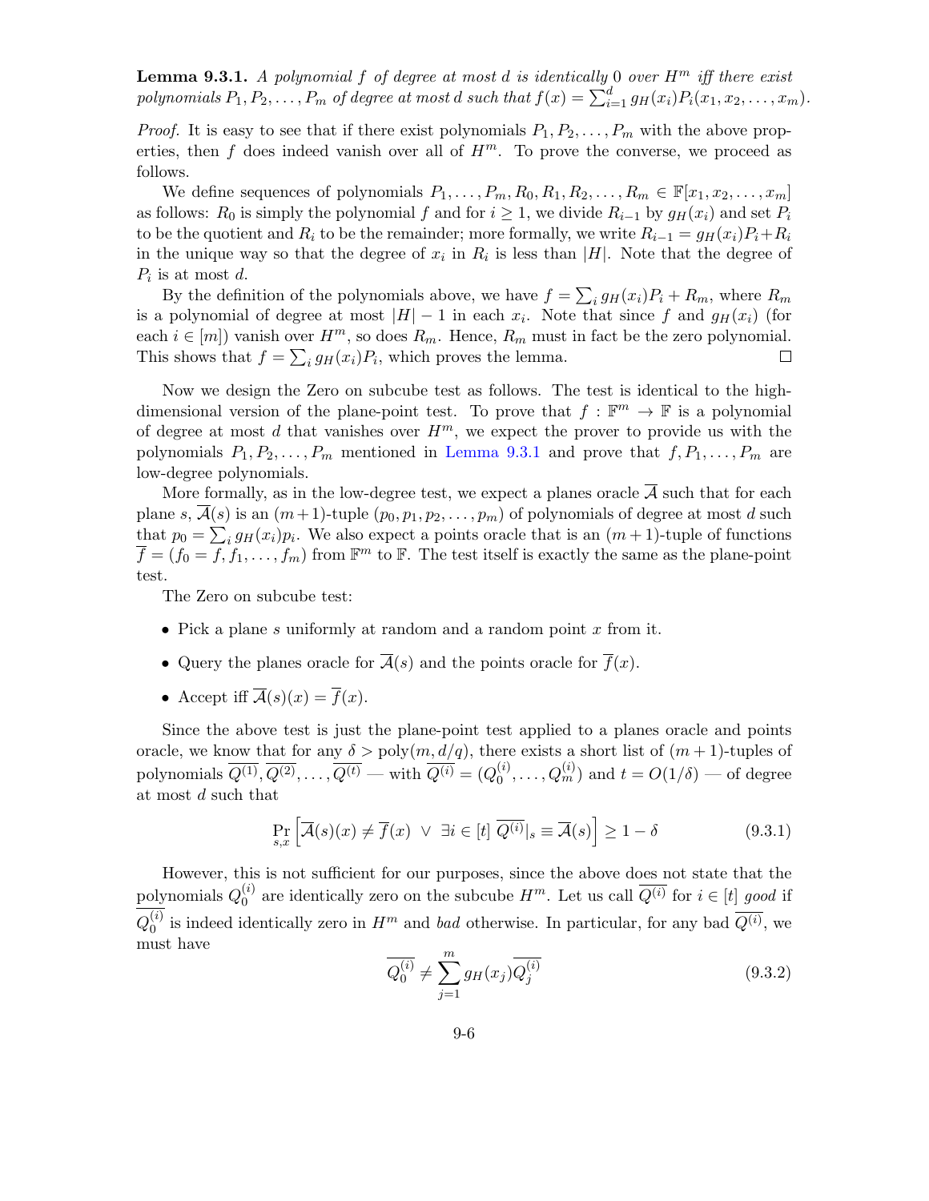**Lemma 9.3.1.** *A polynomial $f$ of degree at most $d$ is identically 0 over $H^m$ iff there exist polynomials $P_1, P_2, \ldots, P_m$ of degree at most $d$ such that $f(x) = \sum_{i=1}^{d} g_H(x_i) P_i(x_1, x_2, \ldots, x_m)$.*

*Proof.* It is easy to see that if there exist polynomials $P_1, P_2, \ldots, P_m$ with the above properties, then $f$ does indeed vanish over all of $H^m$. To prove the converse, we proceed as follows.

We define sequences of polynomials $P_1, \ldots, P_m, R_0, R_1, R_2, \ldots, R_m \in \mathbb{F}[x_1, x_2, \ldots, x_m]$ as follows: $R_0$ is simply the polynomial $f$ and for $i \geq 1$, we divide $R_{i-1}$ by $g_H(x_i)$ and set $P_i$ to be the quotient and $R_i$ to be the remainder; more formally, we write $R_{i-1} = g_H(x_i)P_i + R_i$ in the unique way so that the degree of $x_i$ in $R_i$ is less than $|H|$. Note that the degree of $P_i$ is at most $d$.

By the definition of the polynomials above, we have $f = \sum_i g_H(x_i)P_i + R_m$, where $R_m$ is a polynomial of degree at most $|H| - 1$ in each $x_i$. Note that since $f$ and $g_H(x_i)$ (for each $i \in [m]$) vanish over $H^m$, so does $R_m$. Hence, $R_m$ must in fact be the zero polynomial. This shows that $f = \sum_i g_H(x_i)P_i$, which proves the lemma. □

Now we design the Zero on subcube test as follows. The test is identical to the high-dimensional version of the plane-point test. To prove that $f : \mathbb{F}^m \to \mathbb{F}$ is a polynomial of degree at most $d$ that vanishes over $H^m$, we expect the prover to provide us with the polynomials $P_1, P_2, \ldots, P_m$ mentioned in Lemma 9.3.1 and prove that $f, P_1, \ldots, P_m$ are low-degree polynomials.

More formally, as in the low-degree test, we expect a planes oracle $\overline{\mathcal{A}}$ such that for each plane $s$, $\overline{\mathcal{A}}(s)$ is an $(m+1)$-tuple $(p_0, p_1, p_2, \ldots, p_m)$ of polynomials of degree at most $d$ such that $p_0 = \sum_i g_H(x_i)p_i$. We also expect a points oracle that is an $(m+1)$-tuple of functions $\overline{f} = (f_0 = f, f_1, \ldots, f_m)$ from $\mathbb{F}^m$ to $\mathbb{F}$. The test itself is exactly the same as the plane-point test.

The Zero on subcube test:

- Pick a plane $s$ uniformly at random and a random point $x$ from it.
- Query the planes oracle for $\overline{\mathcal{A}}(s)$ and the points oracle for $\overline{f}(x)$.
- Accept iff $\overline{\mathcal{A}}(s)(x) = \overline{f}(x)$.

Since the above test is just the plane-point test applied to a planes oracle and points oracle, we know that for any $\delta > \text{poly}(m, d/q)$, there exists a short list of $(m+1)$-tuples of polynomials $\overline{Q^{(1)}}, \overline{Q^{(2)}}, \ldots, \overline{Q^{(t)}}$ — with $\overline{Q^{(i)}} = (Q_0^{(i)}, \ldots, Q_m^{(i)})$ and $t = O(1/\delta)$ — of degree at most $d$ such that

$$\Pr_{s,x}\left[\overline{\mathcal{A}}(s)(x) \neq \overline{f}(x) \ \vee \ \exists i \in [t] \ \overline{Q^{(i)}}|_s \equiv \overline{\mathcal{A}}(s)\right] \geq 1 - \delta \tag{9.3.1}$$

However, this is not sufficient for our purposes, since the above does not state that the polynomials $Q_0^{(i)}$ are identically zero on the subcube $H^m$. Let us call $\overline{Q^{(i)}}$ for $i \in [t]$ *good* if $\overline{Q_0^{(i)}}$ is indeed identically zero in $H^m$ and *bad* otherwise. In particular, for any bad $\overline{Q^{(i)}}$, we must have

$$\overline{Q_0^{(i)}} \neq \sum_{j=1}^{m} g_H(x_j)\overline{Q_j^{(i)}} \tag{9.3.2}$$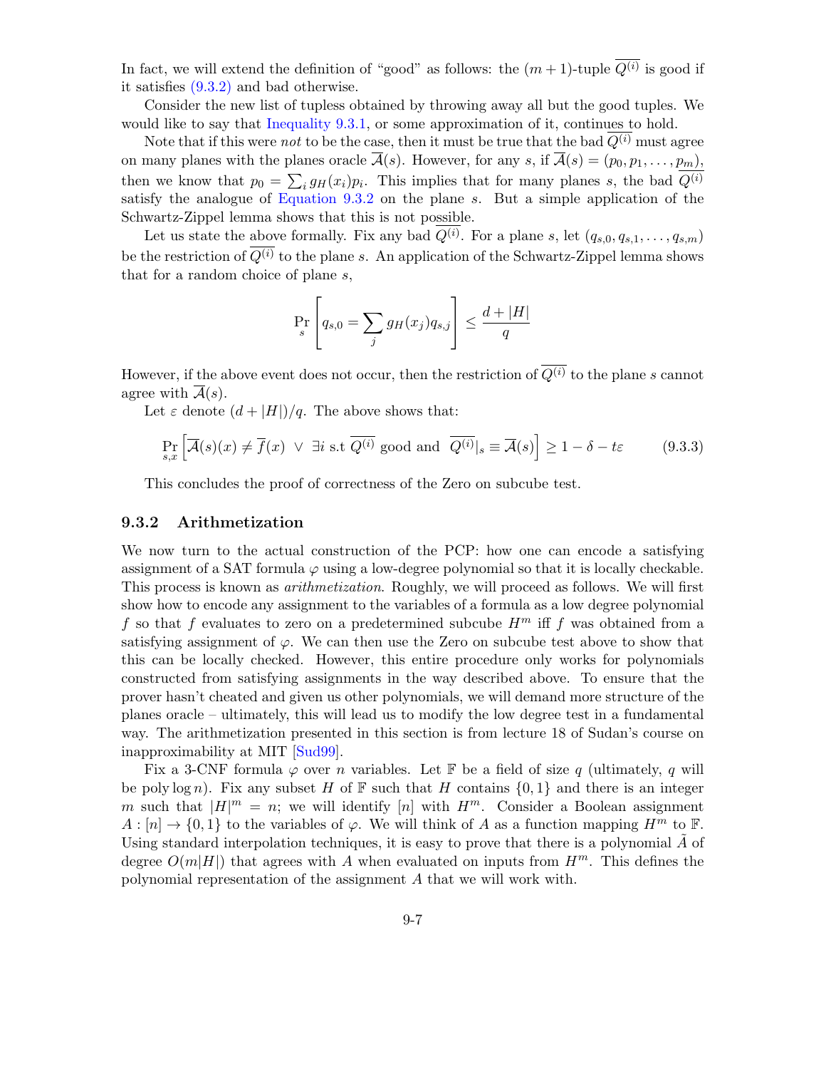In fact, we will extend the definition of "good" as follows: the $(m+1)$-tuple $\overline{Q^{(i)}}$ is good if it satisfies (9.3.2) and bad otherwise.

Consider the new list of tupless obtained by throwing away all but the good tuples. We would like to say that Inequality 9.3.1, or some approximation of it, continues to hold.

Note that if this were *not* to be the case, then it must be true that the bad $\overline{Q^{(i)}}$ must agree on many planes with the planes oracle $\overline{\mathcal{A}}(s)$. However, for any $s$, if $\overline{\mathcal{A}}(s) = (p_0, p_1, \dots, p_m)$, then we know that $p_0 = \sum_i g_H(x_i) p_i$. This implies that for many planes $s$, the bad $\overline{Q^{(i)}}$ satisfy the analogue of Equation 9.3.2 on the plane $s$. But a simple application of the Schwartz-Zippel lemma shows that this is not possible.

Let us state the above formally. Fix any bad $\overline{Q^{(i)}}$. For a plane $s$, let $(q_{s,0}, q_{s,1}, \dots, q_{s,m})$ be the restriction of $\overline{Q^{(i)}}$ to the plane $s$. An application of the Schwartz-Zippel lemma shows that for a random choice of plane $s$,

$$\Pr_s \left[ q_{s,0} = \sum_j g_H(x_j) q_{s,j} \right] \leq \frac{d + |H|}{q}$$

However, if the above event does not occur, then the restriction of $\overline{Q^{(i)}}$ to the plane $s$ cannot agree with $\overline{\mathcal{A}}(s)$.

Let $\varepsilon$ denote $(d + |H|)/q$. The above shows that:

$$\Pr_{s,x} \left[ \overline{\mathcal{A}}(s)(x) \neq \overline{f}(x) \ \vee \ \exists i \text{ s.t } \overline{Q^{(i)}} \text{ good and } \overline{Q^{(i)}}|_s \equiv \overline{\mathcal{A}}(s) \right] \geq 1 - \delta - t\varepsilon \tag{9.3.3}$$

This concludes the proof of correctness of the Zero on subcube test.

### 9.3.2 Arithmetization

We now turn to the actual construction of the PCP: how one can encode a satisfying assignment of a SAT formula $\varphi$ using a low-degree polynomial so that it is locally checkable. This process is known as *arithmetization*. Roughly, we will proceed as follows. We will first show how to encode any assignment to the variables of a formula as a low degree polynomial $f$ so that $f$ evaluates to zero on a predetermined subcube $H^m$ iff $f$ was obtained from a satisfying assignment of $\varphi$. We can then use the Zero on subcube test above to show that this can be locally checked. However, this entire procedure only works for polynomials constructed from satisfying assignments in the way described above. To ensure that the prover hasn't cheated and given us other polynomials, we will demand more structure of the planes oracle – ultimately, this will lead us to modify the low degree test in a fundamental way. The arithmetization presented in this section is from lecture 18 of Sudan's course on inapproximability at MIT [Sud99].

Fix a 3-CNF formula $\varphi$ over $n$ variables. Let $\mathbb{F}$ be a field of size $q$ (ultimately, $q$ will be poly log $n$). Fix any subset $H$ of $\mathbb{F}$ such that $H$ contains $\{0, 1\}$ and there is an integer $m$ such that $|H|^m = n$; we will identify $[n]$ with $H^m$. Consider a Boolean assignment $A : [n] \to \{0, 1\}$ to the variables of $\varphi$. We will think of $A$ as a function mapping $H^m$ to $\mathbb{F}$. Using standard interpolation techniques, it is easy to prove that there is a polynomial $\tilde{A}$ of degree $O(m|H|)$ that agrees with $A$ when evaluated on inputs from $H^m$. This defines the polynomial representation of the assignment $A$ that we will work with.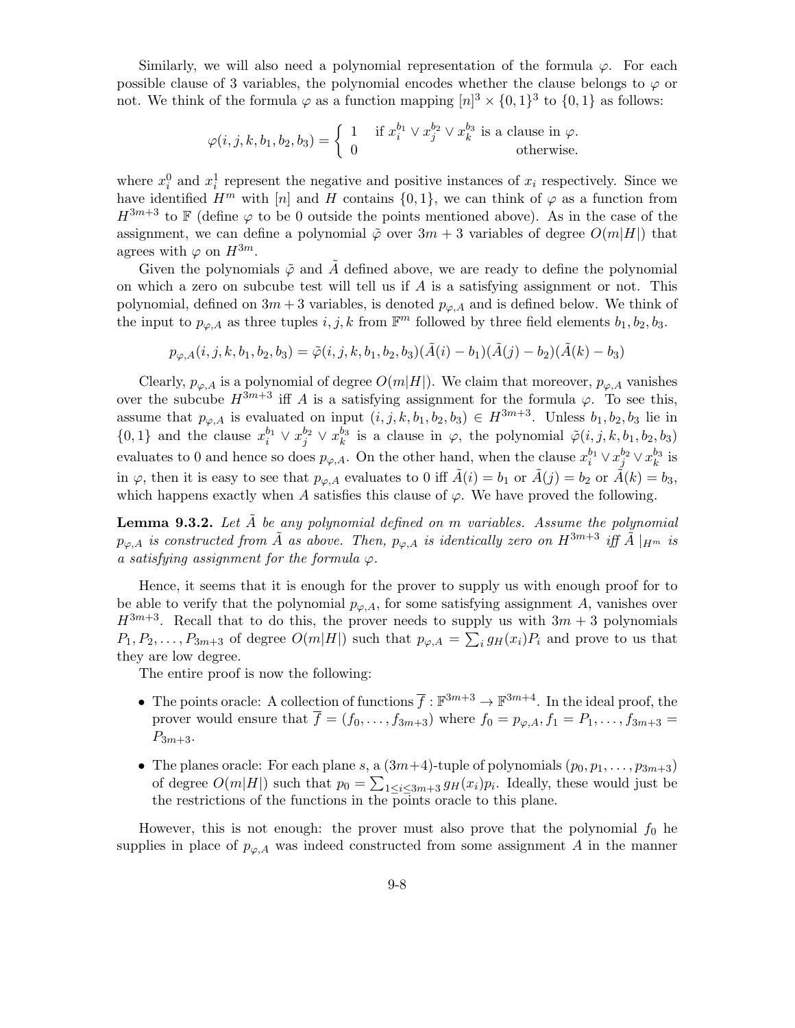Similarly, we will also need a polynomial representation of the formula $\varphi$. For each possible clause of 3 variables, the polynomial encodes whether the clause belongs to $\varphi$ or not. We think of the formula $\varphi$ as a function mapping $[n]^3 \times \{0,1\}^3$ to $\{0,1\}$ as follows:

$$\varphi(i,j,k,b_1,b_2,b_3) = \begin{cases} 1 & \text{if } x_i^{b_1} \vee x_j^{b_2} \vee x_k^{b_3} \text{ is a clause in } \varphi. \\ 0 & \text{otherwise.} \end{cases}$$

where $x_i^0$ and $x_i^1$ represent the negative and positive instances of $x_i$ respectively. Since we have identified $H^m$ with $[n]$ and $H$ contains $\{0,1\}$, we can think of $\varphi$ as a function from $H^{3m+3}$ to $\mathbb{F}$ (define $\varphi$ to be 0 outside the points mentioned above). As in the case of the assignment, we can define a polynomial $\tilde{\varphi}$ over $3m+3$ variables of degree $O(m|H|)$ that agrees with $\varphi$ on $H^{3m}$.

Given the polynomials $\tilde{\varphi}$ and $\tilde{A}$ defined above, we are ready to define the polynomial on which a zero on subcube test will tell us if $A$ is a satisfying assignment or not. This polynomial, defined on $3m+3$ variables, is denoted $p_{\varphi,A}$ and is defined below. We think of the input to $p_{\varphi,A}$ as three tuples $i,j,k$ from $\mathbb{F}^m$ followed by three field elements $b_1,b_2,b_3$.

$$p_{\varphi,A}(i,j,k,b_1,b_2,b_3) = \tilde{\varphi}(i,j,k,b_1,b_2,b_3)(\tilde{A}(i)-b_1)(\tilde{A}(j)-b_2)(\tilde{A}(k)-b_3)$$

Clearly, $p_{\varphi,A}$ is a polynomial of degree $O(m|H|)$. We claim that moreover, $p_{\varphi,A}$ vanishes over the subcube $H^{3m+3}$ iff $A$ is a satisfying assignment for the formula $\varphi$. To see this, assume that $p_{\varphi,A}$ is evaluated on input $(i,j,k,b_1,b_2,b_3) \in H^{3m+3}$. Unless $b_1,b_2,b_3$ lie in $\{0,1\}$ and the clause $x_i^{b_1} \vee x_j^{b_2} \vee x_k^{b_3}$ is a clause in $\varphi$, the polynomial $\tilde{\varphi}(i,j,k,b_1,b_2,b_3)$ evaluates to 0 and hence so does $p_{\varphi,A}$. On the other hand, when the clause $x_i^{b_1} \vee x_j^{b_2} \vee x_k^{b_3}$ is in $\varphi$, then it is easy to see that $p_{\varphi,A}$ evaluates to 0 iff $\tilde{A}(i) = b_1$ or $\tilde{A}(j) = b_2$ or $\tilde{A}(k) = b_3$, which happens exactly when $A$ satisfies this clause of $\varphi$. We have proved the following.

**Lemma 9.3.2.** *Let $\tilde{A}$ be any polynomial defined on $m$ variables. Assume the polynomial $p_{\varphi,A}$ is constructed from $\tilde{A}$ as above. Then, $p_{\varphi,A}$ is identically zero on $H^{3m+3}$ iff $\tilde{A}\mid_{H^m}$ is a satisfying assignment for the formula $\varphi$.*

Hence, it seems that it is enough for the prover to supply us with enough proof for to be able to verify that the polynomial $p_{\varphi,A}$, for some satisfying assignment $A$, vanishes over $H^{3m+3}$. Recall that to do this, the prover needs to supply us with $3m+3$ polynomials $P_1, P_2, \ldots, P_{3m+3}$ of degree $O(m|H|)$ such that $p_{\varphi,A} = \sum_i g_H(x_i) P_i$ and prove to us that they are low degree.

The entire proof is now the following:

- The points oracle: A collection of functions $\overline{f} : \mathbb{F}^{3m+3} \to \mathbb{F}^{3m+4}$. In the ideal proof, the prover would ensure that $\overline{f} = (f_0, \ldots, f_{3m+3})$ where $f_0 = p_{\varphi,A}, f_1 = P_1, \ldots, f_{3m+3} = P_{3m+3}$.
- The planes oracle: For each plane $s$, a $(3m+4)$-tuple of polynomials $(p_0, p_1, \ldots, p_{3m+3})$ of degree $O(m|H|)$ such that $p_0 = \sum_{1 \le i \le 3m+3} g_H(x_i) p_i$. Ideally, these would just be the restrictions of the functions in the points oracle to this plane.

However, this is not enough: the prover must also prove that the polynomial $f_0$ he supplies in place of $p_{\varphi,A}$ was indeed constructed from some assignment $A$ in the manner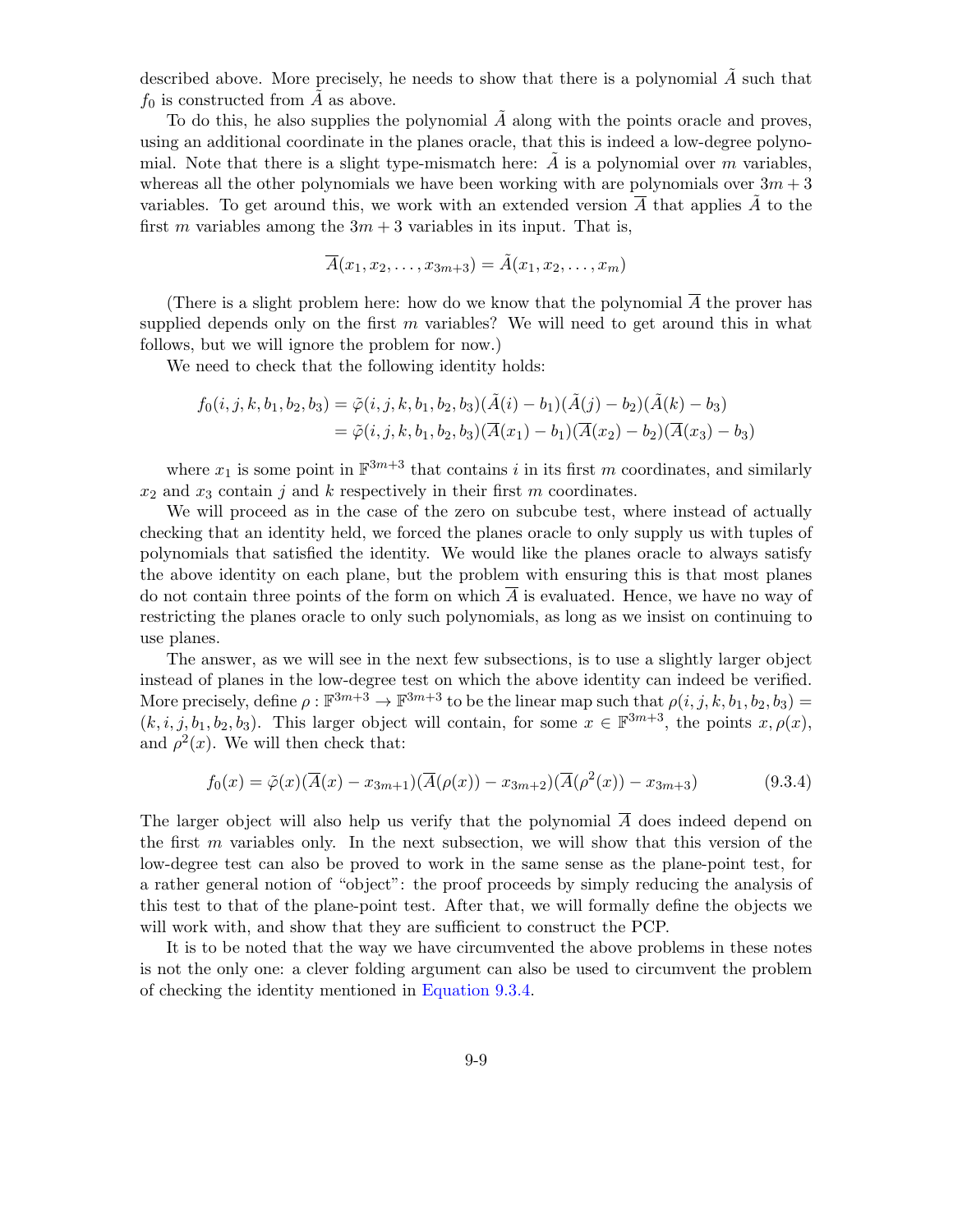described above. More precisely, he needs to show that there is a polynomial $\tilde{A}$ such that $f_0$ is constructed from $\tilde{A}$ as above.

To do this, he also supplies the polynomial $\tilde{A}$ along with the points oracle and proves, using an additional coordinate in the planes oracle, that this is indeed a low-degree polynomial. Note that there is a slight type-mismatch here: $\tilde{A}$ is a polynomial over $m$ variables, whereas all the other polynomials we have been working with are polynomials over $3m+3$ variables. To get around this, we work with an extended version $\overline{A}$ that applies $\tilde{A}$ to the first $m$ variables among the $3m+3$ variables in its input. That is,

$$\overline{A}(x_1, x_2, \ldots, x_{3m+3}) = \tilde{A}(x_1, x_2, \ldots, x_m)$$

(There is a slight problem here: how do we know that the polynomial $\overline{A}$ the prover has supplied depends only on the first $m$ variables? We will need to get around this in what follows, but we will ignore the problem for now.)

We need to check that the following identity holds:

$$\begin{aligned} f_0(i,j,k,b_1,b_2,b_3) &= \tilde{\varphi}(i,j,k,b_1,b_2,b_3)(\tilde{A}(i)-b_1)(\tilde{A}(j)-b_2)(\tilde{A}(k)-b_3) \\ &= \tilde{\varphi}(i,j,k,b_1,b_2,b_3)(\overline{A}(x_1)-b_1)(\overline{A}(x_2)-b_2)(\overline{A}(x_3)-b_3) \end{aligned}$$

where $x_1$ is some point in $\mathbb{F}^{3m+3}$ that contains $i$ in its first $m$ coordinates, and similarly $x_2$ and $x_3$ contain $j$ and $k$ respectively in their first $m$ coordinates.

We will proceed as in the case of the zero on subcube test, where instead of actually checking that an identity held, we forced the planes oracle to only supply us with tuples of polynomials that satisfied the identity. We would like the planes oracle to always satisfy the above identity on each plane, but the problem with ensuring this is that most planes do not contain three points of the form on which $\overline{A}$ is evaluated. Hence, we have no way of restricting the planes oracle to only such polynomials, as long as we insist on continuing to use planes.

The answer, as we will see in the next few subsections, is to use a slightly larger object instead of planes in the low-degree test on which the above identity can indeed be verified. More precisely, define $\rho : \mathbb{F}^{3m+3} \to \mathbb{F}^{3m+3}$ to be the linear map such that $\rho(i,j,k,b_1,b_2,b_3) = (k,i,j,b_1,b_2,b_3)$. This larger object will contain, for some $x \in \mathbb{F}^{3m+3}$, the points $x, \rho(x)$, and $\rho^2(x)$. We will then check that:

$$f_0(x) = \tilde{\varphi}(x)(\overline{A}(x) - x_{3m+1})(\overline{A}(\rho(x)) - x_{3m+2})(\overline{A}(\rho^2(x)) - x_{3m+3}) \tag{9.3.4}$$

The larger object will also help us verify that the polynomial $\overline{A}$ does indeed depend on the first $m$ variables only. In the next subsection, we will show that this version of the low-degree test can also be proved to work in the same sense as the plane-point test, for a rather general notion of "object": the proof proceeds by simply reducing the analysis of this test to that of the plane-point test. After that, we will formally define the objects we will work with, and show that they are sufficient to construct the PCP.

It is to be noted that the way we have circumvented the above problems in these notes is not the only one: a clever folding argument can also be used to circumvent the problem of checking the identity mentioned in Equation 9.3.4.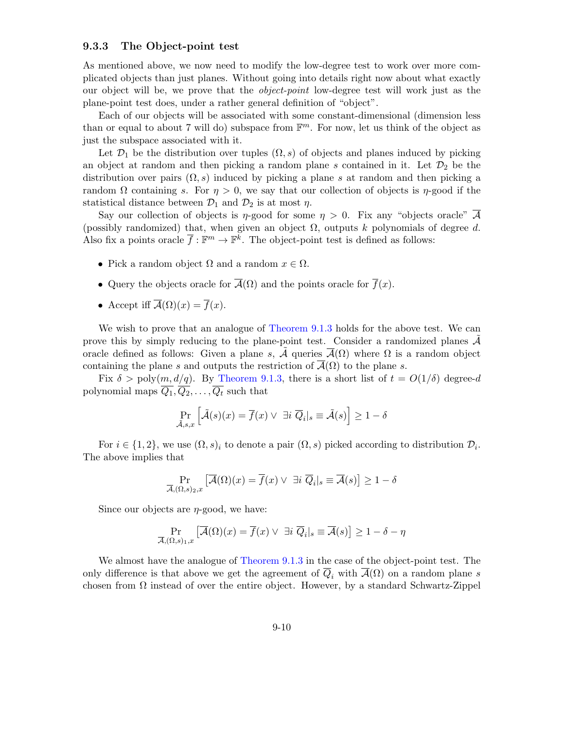### 9.3.3 The Object-point test

As mentioned above, we now need to modify the low-degree test to work over more complicated objects than just planes. Without going into details right now about what exactly our object will be, we prove that the *object-point* low-degree test will work just as the plane-point test does, under a rather general definition of "object".

Each of our objects will be associated with some constant-dimensional (dimension less than or equal to about 7 will do) subspace from $\mathbb{F}^m$. For now, let us think of the object as just the subspace associated with it.

Let $\mathcal{D}_1$ be the distribution over tuples $(\Omega, s)$ of objects and planes induced by picking an object at random and then picking a random plane $s$ contained in it. Let $\mathcal{D}_2$ be the distribution over pairs $(\Omega, s)$ induced by picking a plane $s$ at random and then picking a random $\Omega$ containing $s$. For $\eta > 0$, we say that our collection of objects is $\eta$-good if the statistical distance between $\mathcal{D}_1$ and $\mathcal{D}_2$ is at most $\eta$.

Say our collection of objects is $\eta$-good for some $\eta > 0$. Fix any "objects oracle" $\overline{\mathcal{A}}$ (possibly randomized) that, when given an object $\Omega$, outputs $k$ polynomials of degree $d$. Also fix a points oracle $\overline{f} : \mathbb{F}^m \to \mathbb{F}^k$. The object-point test is defined as follows:

- Pick a random object $\Omega$ and a random $x \in \Omega$.
- Query the objects oracle for $\overline{\mathcal{A}}(\Omega)$ and the points oracle for $\overline{f}(x)$.
- Accept iff $\overline{\mathcal{A}}(\Omega)(x) = \overline{f}(x)$.

We wish to prove that an analogue of Theorem 9.1.3 holds for the above test. We can prove this by simply reducing to the plane-point test. Consider a randomized planes $\tilde{\mathcal{A}}$ oracle defined as follows: Given a plane $s$, $\tilde{\mathcal{A}}$ queries $\overline{\mathcal{A}}(\Omega)$ where $\Omega$ is a random object containing the plane $s$ and outputs the restriction of $\overline{\mathcal{A}}(\Omega)$ to the plane $s$.

Fix $\delta > \text{poly}(m, d/q)$. By Theorem 9.1.3, there is a short list of $t = O(1/\delta)$ degree-$d$ polynomial maps $\overline{Q_1}, \overline{Q_2}, \ldots, \overline{Q_t}$ such that

$$\Pr_{\tilde{\mathcal{A}}, s, x}\left[\tilde{\mathcal{A}}(s)(x) = \overline{f}(x) \vee\ \exists i\ \overline{Q}_i|_s \equiv \tilde{\mathcal{A}}(s)\right] \geq 1 - \delta$$

For $i \in \{1, 2\}$, we use $(\Omega, s)_i$ to denote a pair $(\Omega, s)$ picked according to distribution $\mathcal{D}_i$. The above implies that

$$\Pr_{\overline{\mathcal{A}}, (\Omega, s)_2, x}\left[\overline{\mathcal{A}}(\Omega)(x) = \overline{f}(x) \vee\ \exists i\ \overline{Q}_i|_s \equiv \overline{\mathcal{A}}(s)\right] \geq 1 - \delta$$

Since our objects are $\eta$-good, we have:

$$\Pr_{\overline{\mathcal{A}}, (\Omega, s)_1, x}\left[\overline{\mathcal{A}}(\Omega)(x) = \overline{f}(x) \vee\ \exists i\ \overline{Q}_i|_s \equiv \overline{\mathcal{A}}(s)\right] \geq 1 - \delta - \eta$$

We almost have the analogue of Theorem 9.1.3 in the case of the object-point test. The only difference is that above we get the agreement of $\overline{Q}_i$ with $\overline{\mathcal{A}}(\Omega)$ on a random plane $s$ chosen from $\Omega$ instead of over the entire object. However, by a standard Schwartz-Zippel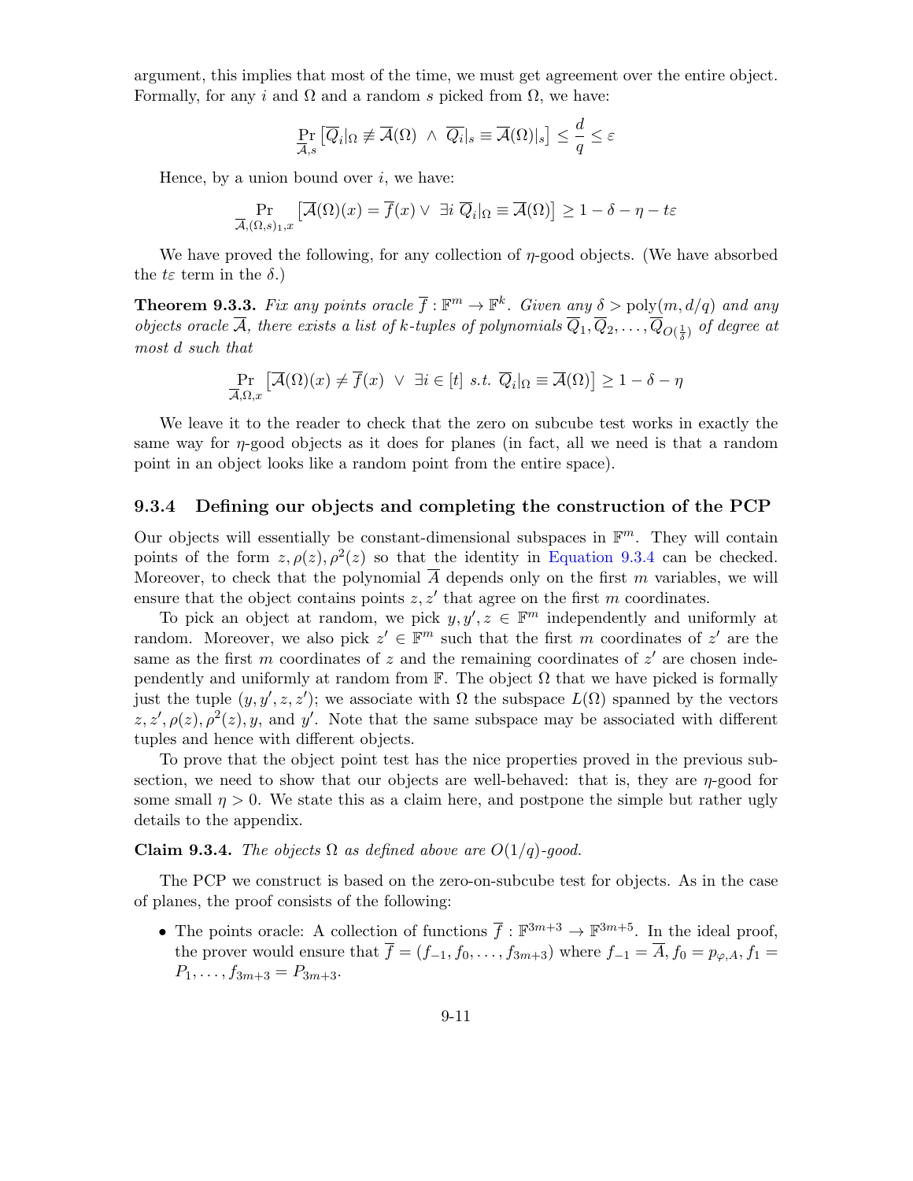argument, this implies that most of the time, we must get agreement over the entire object. Formally, for any $i$ and $\Omega$ and a random $s$ picked from $\Omega$, we have:

$$\Pr_{\overline{\mathcal{A}},s}\left[\overline{Q}_i|_\Omega \not\equiv \overline{\mathcal{A}}(\Omega) \ \wedge \ \overline{Q}_i|_s \equiv \overline{\mathcal{A}}(\Omega)|_s\right] \leq \frac{d}{q} \leq \varepsilon$$

Hence, by a union bound over $i$, we have:

$$\Pr_{\overline{\mathcal{A}},(\Omega,s)_1,x}\left[\overline{\mathcal{A}}(\Omega)(x) = \overline{f}(x) \vee \ \exists i \ \overline{Q}_i|_\Omega \equiv \overline{\mathcal{A}}(\Omega)\right] \geq 1 - \delta - \eta - t\varepsilon$$

We have proved the following, for any collection of $\eta$-good objects. (We have absorbed the $t\varepsilon$ term in the $\delta$.)

**Theorem 9.3.3.** *Fix any points oracle $\overline{f} : \mathbb{F}^m \to \mathbb{F}^k$. Given any $\delta > \mathrm{poly}(m, d/q)$ and any objects oracle $\overline{\mathcal{A}}$, there exists a list of $k$-tuples of polynomials $\overline{Q}_1, \overline{Q}_2, \ldots, \overline{Q}_{O(\frac{1}{\delta})}$ of degree at most $d$ such that*

$$\Pr_{\overline{\mathcal{A}},\Omega,x}\left[\overline{\mathcal{A}}(\Omega)(x) \neq \overline{f}(x) \ \vee \ \exists i \in [t] \ s.t. \ \overline{Q}_i|_\Omega \equiv \overline{\mathcal{A}}(\Omega)\right] \geq 1 - \delta - \eta$$

We leave it to the reader to check that the zero on subcube test works in exactly the same way for $\eta$-good objects as it does for planes (in fact, all we need is that a random point in an object looks like a random point from the entire space).

### 9.3.4 Defining our objects and completing the construction of the PCP

Our objects will essentially be constant-dimensional subspaces in $\mathbb{F}^m$. They will contain points of the form $z, \rho(z), \rho^2(z)$ so that the identity in Equation 9.3.4 can be checked. Moreover, to check that the polynomial $\overline{A}$ depends only on the first $m$ variables, we will ensure that the object contains points $z, z'$ that agree on the first $m$ coordinates.

To pick an object at random, we pick $y, y', z \in \mathbb{F}^m$ independently and uniformly at random. Moreover, we also pick $z' \in \mathbb{F}^m$ such that the first $m$ coordinates of $z'$ are the same as the first $m$ coordinates of $z$ and the remaining coordinates of $z'$ are chosen independently and uniformly at random from $\mathbb{F}$. The object $\Omega$ that we have picked is formally just the tuple $(y, y', z, z')$; we associate with $\Omega$ the subspace $L(\Omega)$ spanned by the vectors $z, z', \rho(z), \rho^2(z), y$, and $y'$. Note that the same subspace may be associated with different tuples and hence with different objects.

To prove that the object point test has the nice properties proved in the previous subsection, we need to show that our objects are well-behaved: that is, they are $\eta$-good for some small $\eta > 0$. We state this as a claim here, and postpone the simple but rather ugly details to the appendix.

**Claim 9.3.4.** *The objects $\Omega$ as defined above are $O(1/q)$-good.*

The PCP we construct is based on the zero-on-subcube test for objects. As in the case of planes, the proof consists of the following:

- The points oracle: A collection of functions $\overline{f} : \mathbb{F}^{3m+3} \to \mathbb{F}^{3m+5}$. In the ideal proof, the prover would ensure that $\overline{f} = (f_{-1}, f_0, \ldots, f_{3m+3})$ where $f_{-1} = \overline{A}, f_0 = p_{\varphi,A}, f_1 = P_1, \ldots, f_{3m+3} = P_{3m+3}$.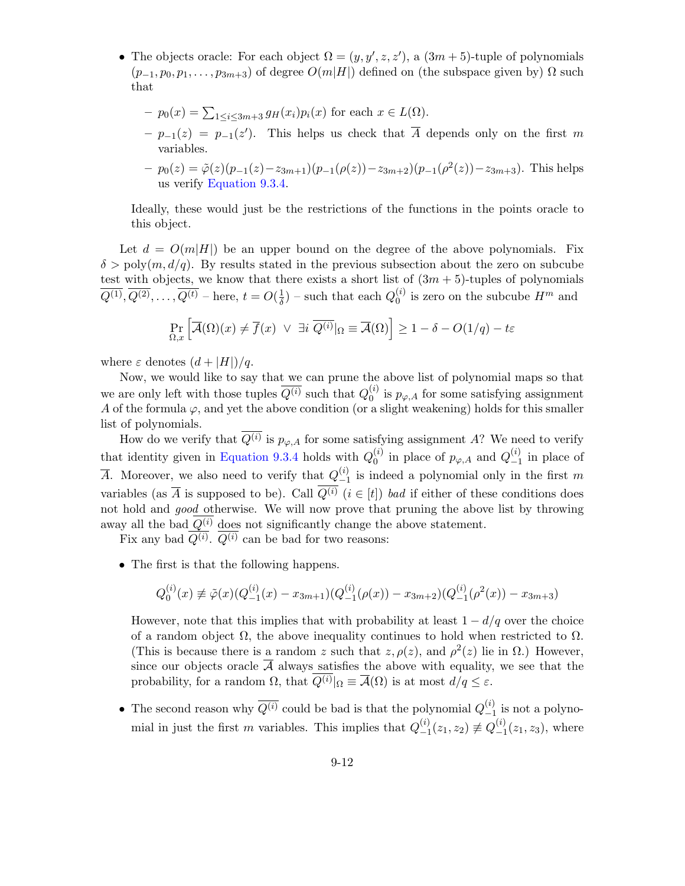- The objects oracle: For each object $\Omega = (y, y', z, z')$, a $(3m+5)$-tuple of polynomials $(p_{-1}, p_0, p_1, \ldots, p_{3m+3})$ of degree $O(m|H|)$ defined on (the subspace given by) $\Omega$ such that
  - $p_0(x) = \sum_{1 \leq i \leq 3m+3} g_H(x_i) p_i(x)$ for each $x \in L(\Omega)$.
  - $p_{-1}(z) = p_{-1}(z')$. This helps us check that $\overline{A}$ depends only on the first $m$ variables.
  - $p_0(z) = \tilde{\varphi}(z)(p_{-1}(z) - z_{3m+1})(p_{-1}(\rho(z)) - z_{3m+2})(p_{-1}(\rho^2(z)) - z_{3m+3})$. This helps us verify Equation 9.3.4.

  Ideally, these would just be the restrictions of the functions in the points oracle to this object.

Let $d = O(m|H|)$ be an upper bound on the degree of the above polynomials. Fix $\delta > \mathrm{poly}(m, d/q)$. By results stated in the previous subsection about the zero on subcube test with objects, we know that there exists a short list of $(3m+5)$-tuples of polynomials $\overline{Q^{(1)}}, \overline{Q^{(2)}}, \ldots, \overline{Q^{(t)}}$ – here, $t = O(\frac{1}{\delta})$ – such that each $Q_0^{(i)}$ is zero on the subcube $H^m$ and

$$\Pr_{\Omega, x}\left[\overline{\mathcal{A}}(\Omega)(x) \neq \overline{f}(x) \ \vee \ \exists i \ \overline{Q^{(i)}}|_\Omega \equiv \overline{\mathcal{A}}(\Omega)\right] \geq 1 - \delta - O(1/q) - t\varepsilon$$

where $\varepsilon$ denotes $(d + |H|)/q$.

Now, we would like to say that we can prune the above list of polynomial maps so that we are only left with those tuples $\overline{Q^{(i)}}$ such that $Q_0^{(i)}$ is $p_{\varphi,A}$ for some satisfying assignment $A$ of the formula $\varphi$, and yet the above condition (or a slight weakening) holds for this smaller list of polynomials.

How do we verify that $\overline{Q^{(i)}}$ is $p_{\varphi,A}$ for some satisfying assignment $A$? We need to verify that identity given in Equation 9.3.4 holds with $Q_0^{(i)}$ in place of $p_{\varphi,A}$ and $Q_{-1}^{(i)}$ in place of $\overline{A}$. Moreover, we also need to verify that $Q_{-1}^{(i)}$ is indeed a polynomial only in the first $m$ variables (as $\overline{A}$ is supposed to be). Call $\overline{Q^{(i)}}$ ($i \in [t]$) *bad* if either of these conditions does not hold and *good* otherwise. We will now prove that pruning the above list by throwing away all the bad $\overline{Q^{(i)}}$ does not significantly change the above statement.

Fix any bad $\overline{Q^{(i)}}$. $\overline{Q^{(i)}}$ can be bad for two reasons:

- The first is that the following happens.

  $$Q_0^{(i)}(x) \not\equiv \tilde{\varphi}(x)(Q_{-1}^{(i)}(x) - x_{3m+1})(Q_{-1}^{(i)}(\rho(x)) - x_{3m+2})(Q_{-1}^{(i)}(\rho^2(x)) - x_{3m+3})$$

  However, note that this implies that with probability at least $1 - d/q$ over the choice of a random object $\Omega$, the above inequality continues to hold when restricted to $\Omega$. (This is because there is a random $z$ such that $z$, $\rho(z)$, and $\rho^2(z)$ lie in $\Omega$.) However, since our objects oracle $\overline{\mathcal{A}}$ always satisfies the above with equality, we see that the probability, for a random $\Omega$, that $\overline{Q^{(i)}}|_\Omega \equiv \overline{\mathcal{A}}(\Omega)$ is at most $d/q \leq \varepsilon$.

- The second reason why $\overline{Q^{(i)}}$ could be bad is that the polynomial $Q_{-1}^{(i)}$ is not a polynomial in just the first $m$ variables. This implies that $Q_{-1}^{(i)}(z_1, z_2) \not\equiv Q_{-1}^{(i)}(z_1, z_3)$, where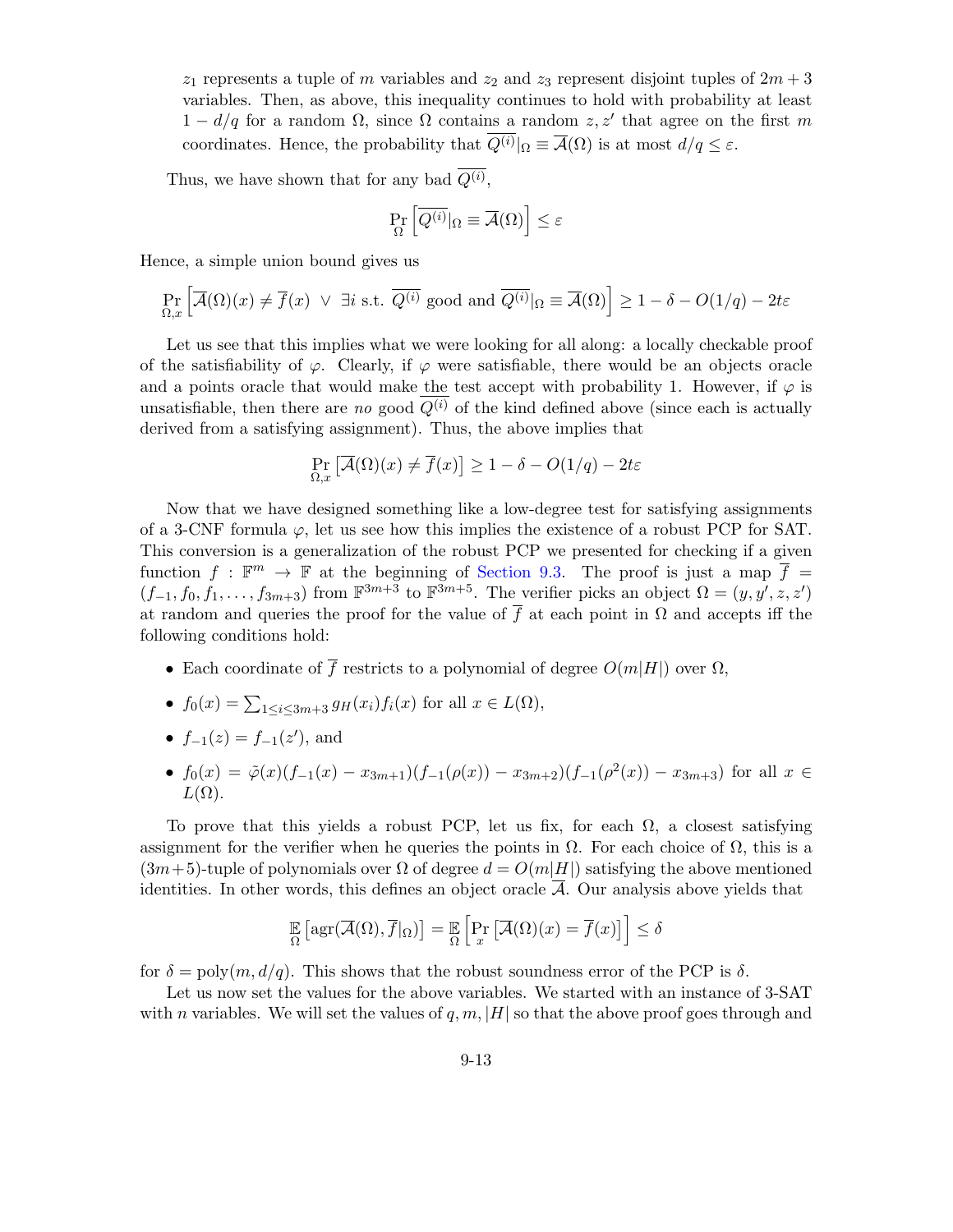$z_1$ represents a tuple of $m$ variables and $z_2$ and $z_3$ represent disjoint tuples of $2m+3$ variables. Then, as above, this inequality continues to hold with probability at least $1 - d/q$ for a random $\Omega$, since $\Omega$ contains a random $z, z'$ that agree on the first $m$ coordinates. Hence, the probability that $\overline{Q^{(i)}}|_\Omega \equiv \overline{\mathcal{A}}(\Omega)$ is at most $d/q \leq \varepsilon$.

Thus, we have shown that for any bad $\overline{Q^{(i)}}$,

$$\Pr_{\Omega}\left[\overline{Q^{(i)}}|_\Omega \equiv \overline{\mathcal{A}}(\Omega)\right] \leq \varepsilon$$

Hence, a simple union bound gives us

$$\Pr_{\Omega,x}\left[\overline{\mathcal{A}}(\Omega)(x) \neq \overline{f}(x) \ \vee \ \exists i \text{ s.t. } \overline{Q^{(i)}} \text{ good and } \overline{Q^{(i)}}|_\Omega \equiv \overline{\mathcal{A}}(\Omega)\right] \geq 1 - \delta - O(1/q) - 2t\varepsilon$$

Let us see that this implies what we were looking for all along: a locally checkable proof of the satisfiability of $\varphi$. Clearly, if $\varphi$ were satisfiable, there would be an objects oracle and a points oracle that would make the test accept with probability 1. However, if $\varphi$ is unsatisfiable, then there are *no* good $\overline{Q^{(i)}}$ of the kind defined above (since each is actually derived from a satisfying assignment). Thus, the above implies that

$$\Pr_{\Omega,x}\left[\overline{\mathcal{A}}(\Omega)(x) \neq \overline{f}(x)\right] \geq 1 - \delta - O(1/q) - 2t\varepsilon$$

Now that we have designed something like a low-degree test for satisfying assignments of a 3-CNF formula $\varphi$, let us see how this implies the existence of a robust PCP for SAT. This conversion is a generalization of the robust PCP we presented for checking if a given function $f : \mathbb{F}^m \to \mathbb{F}$ at the beginning of Section 9.3. The proof is just a map $\overline{f} = (f_{-1}, f_0, f_1, \ldots, f_{3m+3})$ from $\mathbb{F}^{3m+3}$ to $\mathbb{F}^{3m+5}$. The verifier picks an object $\Omega = (y, y', z, z')$ at random and queries the proof for the value of $\overline{f}$ at each point in $\Omega$ and accepts iff the following conditions hold:

- Each coordinate of $\overline{f}$ restricts to a polynomial of degree $O(m|H|)$ over $\Omega$,
- $f_0(x) = \sum_{1 \leq i \leq 3m+3} g_H(x_i) f_i(x)$ for all $x \in L(\Omega)$,
- $f_{-1}(z) = f_{-1}(z')$, and
- $f_0(x) = \tilde{\varphi}(x)(f_{-1}(x) - x_{3m+1})(f_{-1}(\rho(x)) - x_{3m+2})(f_{-1}(\rho^2(x)) - x_{3m+3})$ for all $x \in L(\Omega)$.

To prove that this yields a robust PCP, let us fix, for each $\Omega$, a closest satisfying assignment for the verifier when he queries the points in $\Omega$. For each choice of $\Omega$, this is a $(3m+5)$-tuple of polynomials over $\Omega$ of degree $d = O(m|H|)$ satisfying the above mentioned identities. In other words, this defines an object oracle $\overline{\mathcal{A}}$. Our analysis above yields that

$$\mathbb{E}_{\Omega}\left[\operatorname{agr}(\overline{\mathcal{A}}(\Omega), \overline{f}|_\Omega)\right] = \mathbb{E}_{\Omega}\left[\Pr_{x}\left[\overline{\mathcal{A}}(\Omega)(x) = \overline{f}(x)\right]\right] \leq \delta$$

for $\delta = \operatorname{poly}(m, d/q)$. This shows that the robust soundness error of the PCP is $\delta$.

Let us now set the values for the above variables. We started with an instance of 3-SAT with $n$ variables. We will set the values of $q, m, |H|$ so that the above proof goes through and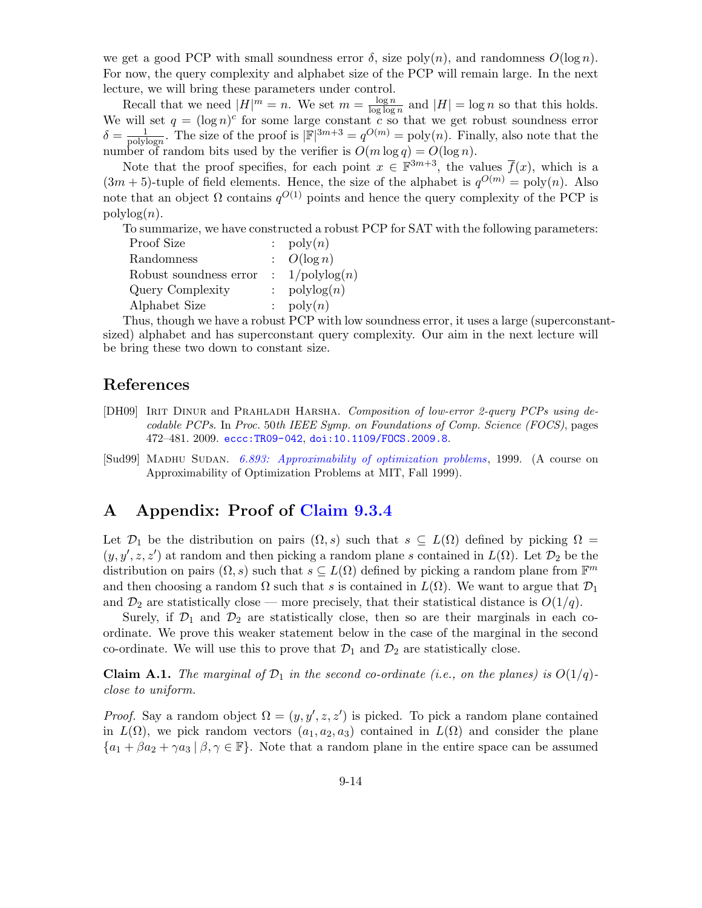we get a good PCP with small soundness error $\delta$, size poly($n$), and randomness $O(\log n)$. For now, the query complexity and alphabet size of the PCP will remain large. In the next lecture, we will bring these parameters under control.

Recall that we need $|H|^m = n$. We set $m = \frac{\log n}{\log \log n}$ and $|H| = \log n$ so that this holds. We will set $q = (\log n)^c$ for some large constant $c$ so that we get robust soundness error $\delta = \frac{1}{\text{polylog} n}$. The size of the proof is $|\mathbb{F}|^{3m+3} = q^{O(m)} = \text{poly}(n)$. Finally, also note that the number of random bits used by the verifier is $O(m \log q) = O(\log n)$.

Note that the proof specifies, for each point $x \in \mathbb{F}^{3m+3}$, the values $\overline{f}(x)$, which is a $(3m+5)$-tuple of field elements. Hence, the size of the alphabet is $q^{O(m)} = \text{poly}(n)$. Also note that an object $\Omega$ contains $q^{O(1)}$ points and hence the query complexity of the PCP is polylog($n$).

To summarize, we have constructed a robust PCP for SAT with the following parameters:

| | | |
|---|---|---|
| Proof Size | : | poly($n$) |
| Randomness | : | $O(\log n)$ |
| Robust soundness error | : | $1/\text{polylog}(n)$ |
| Query Complexity | : | polylog($n$) |
| Alphabet Size | : | poly($n$) |

Thus, though we have a robust PCP with low soundness error, it uses a large (superconstant-sized) alphabet and has superconstant query complexity. Our aim in the next lecture will be bring these two down to constant size.

## References

[DH09] Irit Dinur and Prahladh Harsha. *Composition of low-error 2-query PCPs using decodable PCPs*. In *Proc. 50th IEEE Symp. on Foundations of Comp. Science (FOCS)*, pages 472–481. 2009. eccc:TR09-042, doi:10.1109/FOCS.2009.8.

[Sud99] Madhu Sudan. *6.893: Approximability of optimization problems*, 1999. (A course on Approximability of Optimization Problems at MIT, Fall 1999).

## A Appendix: Proof of Claim 9.3.4

Let $\mathcal{D}_1$ be the distribution on pairs $(\Omega, s)$ such that $s \subseteq L(\Omega)$ defined by picking $\Omega = (y, y', z, z')$ at random and then picking a random plane $s$ contained in $L(\Omega)$. Let $\mathcal{D}_2$ be the distribution on pairs $(\Omega, s)$ such that $s \subseteq L(\Omega)$ defined by picking a random plane from $\mathbb{F}^m$ and then choosing a random $\Omega$ such that $s$ is contained in $L(\Omega)$. We want to argue that $\mathcal{D}_1$ and $\mathcal{D}_2$ are statistically close — more precisely, that their statistical distance is $O(1/q)$.

Surely, if $\mathcal{D}_1$ and $\mathcal{D}_2$ are statistically close, then so are their marginals in each co-ordinate. We prove this weaker statement below in the case of the marginal in the second co-ordinate. We will use this to prove that $\mathcal{D}_1$ and $\mathcal{D}_2$ are statistically close.

**Claim A.1.** *The marginal of $\mathcal{D}_1$ in the second co-ordinate (i.e., on the planes) is $O(1/q)$-close to uniform.*

*Proof.* Say a random object $\Omega = (y, y', z, z')$ is picked. To pick a random plane contained in $L(\Omega)$, we pick random vectors $(a_1, a_2, a_3)$ contained in $L(\Omega)$ and consider the plane $\{a_1 + \beta a_2 + \gamma a_3 \mid \beta, \gamma \in \mathbb{F}\}$. Note that a random plane in the entire space can be assumed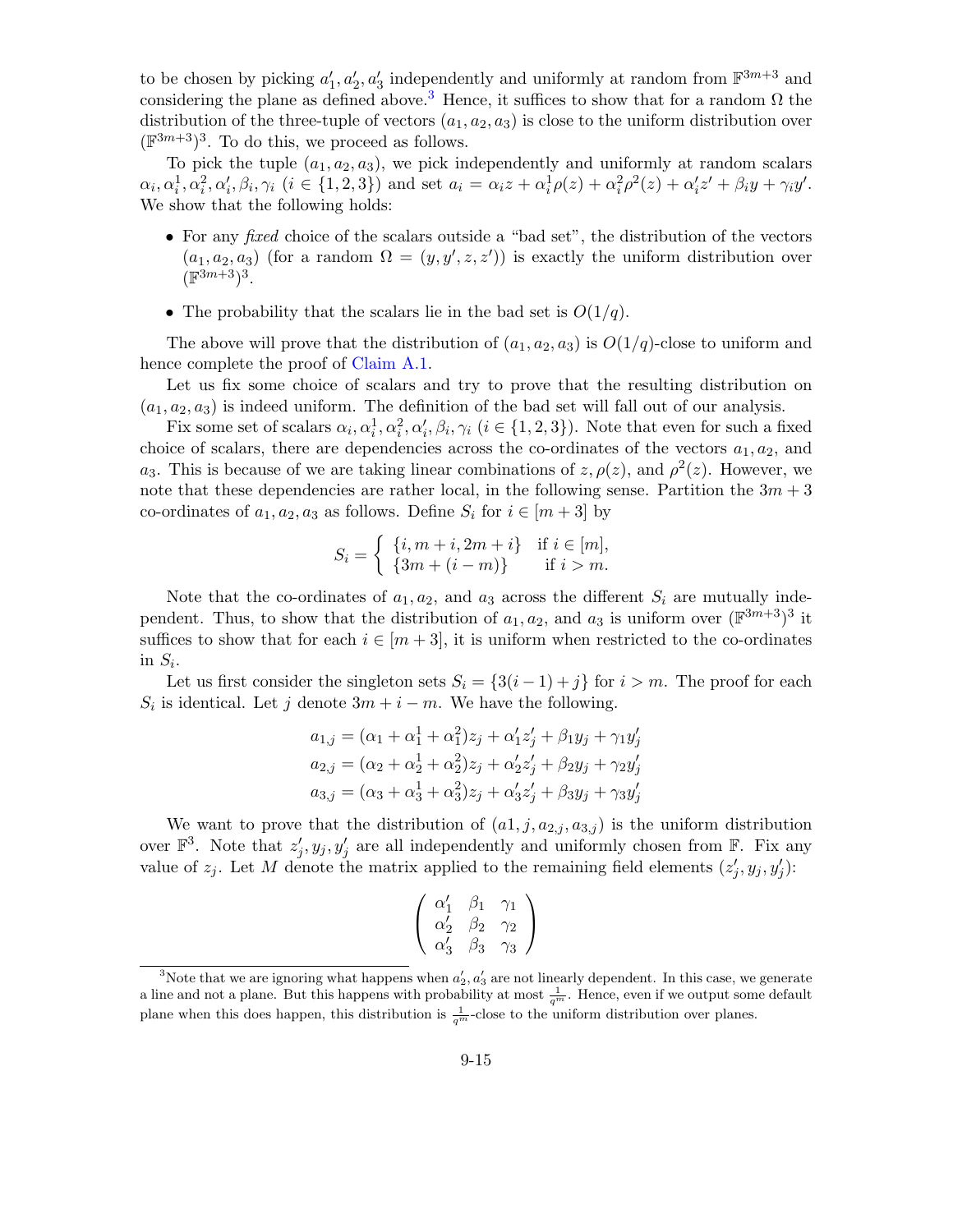to be chosen by picking $a'_1, a'_2, a'_3$ independently and uniformly at random from $\mathbb{F}^{3m+3}$ and considering the plane as defined above.[3] Hence, it suffices to show that for a random $\Omega$ the distribution of the three-tuple of vectors $(a_1, a_2, a_3)$ is close to the uniform distribution over $(\mathbb{F}^{3m+3})^3$. To do this, we proceed as follows.

To pick the tuple $(a_1, a_2, a_3)$, we pick independently and uniformly at random scalars $\alpha_i, \alpha_i^1, \alpha_i^2, \alpha'_i, \beta_i, \gamma_i$ $(i \in \{1, 2, 3\})$ and set $a_i = \alpha_i z + \alpha_i^1 \rho(z) + \alpha_i^2 \rho^2(z) + \alpha'_i z' + \beta_i y + \gamma_i y'$. We show that the following holds:

- For any *fixed* choice of the scalars outside a "bad set", the distribution of the vectors $(a_1, a_2, a_3)$ (for a random $\Omega = (y, y', z, z')$) is exactly the uniform distribution over $(\mathbb{F}^{3m+3})^3$.
- The probability that the scalars lie in the bad set is $O(1/q)$.

The above will prove that the distribution of $(a_1, a_2, a_3)$ is $O(1/q)$-close to uniform and hence complete the proof of Claim A.1.

Let us fix some choice of scalars and try to prove that the resulting distribution on $(a_1, a_2, a_3)$ is indeed uniform. The definition of the bad set will fall out of our analysis.

Fix some set of scalars $\alpha_i, \alpha_i^1, \alpha_i^2, \alpha'_i, \beta_i, \gamma_i$ $(i \in \{1, 2, 3\})$. Note that even for such a fixed choice of scalars, there are dependencies across the co-ordinates of the vectors $a_1, a_2$, and $a_3$. This is because of we are taking linear combinations of $z, \rho(z)$, and $\rho^2(z)$. However, we note that these dependencies are rather local, in the following sense. Partition the $3m + 3$ co-ordinates of $a_1, a_2, a_3$ as follows. Define $S_i$ for $i \in [m + 3]$ by

$$S_i = \begin{cases} \{i, m+i, 2m+i\} & \text{if } i \in [m], \\ \{3m + (i - m)\} & \text{if } i > m. \end{cases}$$

Note that the co-ordinates of $a_1, a_2$, and $a_3$ across the different $S_i$ are mutually independent. Thus, to show that the distribution of $a_1, a_2$, and $a_3$ is uniform over $(\mathbb{F}^{3m+3})^3$ it suffices to show that for each $i \in [m + 3]$, it is uniform when restricted to the co-ordinates in $S_i$.

Let us first consider the singleton sets $S_i = \{3(i - 1) + j\}$ for $i > m$. The proof for each $S_i$ is identical. Let $j$ denote $3m + i - m$. We have the following.

$$a_{1,j} = (\alpha_1 + \alpha_1^1 + \alpha_1^2) z_j + \alpha'_1 z'_j + \beta_1 y_j + \gamma_1 y'_j$$
$$a_{2,j} = (\alpha_2 + \alpha_2^1 + \alpha_2^2) z_j + \alpha'_2 z'_j + \beta_2 y_j + \gamma_2 y'_j$$
$$a_{3,j} = (\alpha_3 + \alpha_3^1 + \alpha_3^2) z_j + \alpha'_3 z'_j + \beta_3 y_j + \gamma_3 y'_j$$

We want to prove that the distribution of $(a1, j, a_{2,j}, a_{3,j})$ is the uniform distribution over $\mathbb{F}^3$. Note that $z'_j, y_j, y'_j$ are all independently and uniformly chosen from $\mathbb{F}$. Fix any value of $z_j$. Let $M$ denote the matrix applied to the remaining field elements $(z'_j, y_j, y'_j)$:

$$\begin{pmatrix} \alpha'_1 & \beta_1 & \gamma_1 \\ \alpha'_2 & \beta_2 & \gamma_2 \\ \alpha'_3 & \beta_3 & \gamma_3 \end{pmatrix}$$

[3] Note that we are ignoring what happens when $a'_2, a'_3$ are not linearly dependent. In this case, we generate a line and not a plane. But this happens with probability at most $\frac{1}{q^m}$. Hence, even if we output some default plane when this does happen, this distribution is $\frac{1}{q^m}$-close to the uniform distribution over planes.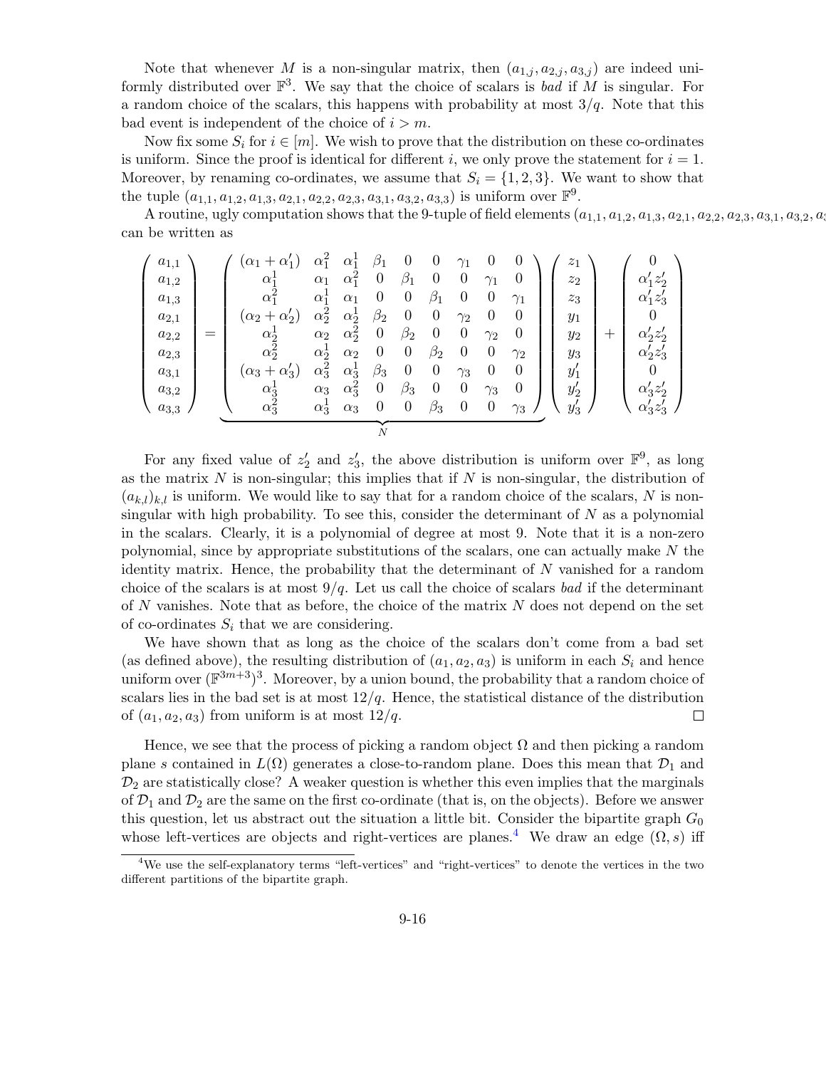Note that whenever $M$ is a non-singular matrix, then $(a_{1,j}, a_{2,j}, a_{3,j})$ are indeed uniformly distributed over $\mathbb{F}^3$. We say that the choice of scalars is *bad* if $M$ is singular. For a random choice of the scalars, this happens with probability at most $3/q$. Note that this bad event is independent of the choice of $i > m$.

Now fix some $S_i$ for $i \in [m]$. We wish to prove that the distribution on these co-ordinates is uniform. Since the proof is identical for different $i$, we only prove the statement for $i = 1$. Moreover, by renaming co-ordinates, we assume that $S_i = \{1, 2, 3\}$. We want to show that the tuple $(a_{1,1}, a_{1,2}, a_{1,3}, a_{2,1}, a_{2,2}, a_{2,3}, a_{3,1}, a_{3,2}, a_{3,3})$ is uniform over $\mathbb{F}^9$.

A routine, ugly computation shows that the 9-tuple of field elements $(a_{1,1}, a_{1,2}, a_{1,3}, a_{2,1}, a_{2,2}, a_{2,3}, a_{3,1}, a_{3,2}, a_{3,3})$ can be written as

$$
\begin{pmatrix} a_{1,1} \\ a_{1,2} \\ a_{1,3} \\ a_{2,1} \\ a_{2,2} \\ a_{2,3} \\ a_{3,1} \\ a_{3,2} \\ a_{3,3} \end{pmatrix}
=
\underbrace{\begin{pmatrix}
(\alpha_1 + \alpha_1') & \alpha_1^2 & \alpha_1^1 & \beta_1 & 0 & 0 & \gamma_1 & 0 & 0 \\
\alpha_1^1 & \alpha_1 & \alpha_1^2 & 0 & \beta_1 & 0 & 0 & \gamma_1 & 0 \\
\alpha_1^2 & \alpha_1^1 & \alpha_1 & 0 & 0 & \beta_1 & 0 & 0 & \gamma_1 \\
(\alpha_2 + \alpha_2') & \alpha_2^2 & \alpha_2^1 & \beta_2 & 0 & 0 & \gamma_2 & 0 & 0 \\
\alpha_2^1 & \alpha_2 & \alpha_2^2 & 0 & \beta_2 & 0 & 0 & \gamma_2 & 0 \\
\alpha_2^2 & \alpha_2^1 & \alpha_2 & 0 & 0 & \beta_2 & 0 & 0 & \gamma_2 \\
(\alpha_3 + \alpha_3') & \alpha_3^2 & \alpha_3^1 & \beta_3 & 0 & 0 & \gamma_3 & 0 & 0 \\
\alpha_3^1 & \alpha_3 & \alpha_3^2 & 0 & \beta_3 & 0 & 0 & \gamma_3 & 0 \\
\alpha_3^2 & \alpha_3^1 & \alpha_3 & 0 & 0 & \beta_3 & 0 & 0 & \gamma_3
\end{pmatrix}}_{N}
\begin{pmatrix} z_1 \\ z_2 \\ z_3 \\ y_1 \\ y_2 \\ y_3 \\ y_1' \\ y_2' \\ y_3' \end{pmatrix}
+
\begin{pmatrix} 0 \\ \alpha_1' z_2' \\ \alpha_1' z_3' \\ 0 \\ \alpha_2' z_2' \\ \alpha_2' z_3' \\ 0 \\ \alpha_3' z_2' \\ \alpha_3' z_3' \end{pmatrix}
$$

For any fixed value of $z_2'$ and $z_3'$, the above distribution is uniform over $\mathbb{F}^9$, as long as the matrix $N$ is non-singular; this implies that if $N$ is non-singular, the distribution of $(a_{k,l})_{k,l}$ is uniform. We would like to say that for a random choice of the scalars, $N$ is non-singular with high probability. To see this, consider the determinant of $N$ as a polynomial in the scalars. Clearly, it is a polynomial of degree at most 9. Note that it is a non-zero polynomial, since by appropriate substitutions of the scalars, one can actually make $N$ the identity matrix. Hence, the probability that the determinant of $N$ vanished for a random choice of the scalars is at most $9/q$. Let us call the choice of scalars *bad* if the determinant of $N$ vanishes. Note that as before, the choice of the matrix $N$ does not depend on the set of co-ordinates $S_i$ that we are considering.

We have shown that as long as the choice of the scalars don't come from a bad set (as defined above), the resulting distribution of $(a_1, a_2, a_3)$ is uniform in each $S_i$ and hence uniform over $(\mathbb{F}^{3m+3})^3$. Moreover, by a union bound, the probability that a random choice of scalars lies in the bad set is at most $12/q$. Hence, the statistical distance of the distribution of $(a_1, a_2, a_3)$ from uniform is at most $12/q$. □

Hence, we see that the process of picking a random object $\Omega$ and then picking a random plane $s$ contained in $L(\Omega)$ generates a close-to-random plane. Does this mean that $\mathcal{D}_1$ and $\mathcal{D}_2$ are statistically close? A weaker question is whether this even implies that the marginals of $\mathcal{D}_1$ and $\mathcal{D}_2$ are the same on the first co-ordinate (that is, on the objects). Before we answer this question, let us abstract out the situation a little bit. Consider the bipartite graph $G_0$ whose left-vertices are objects and right-vertices are planes.[4] We draw an edge $(\Omega, s)$ iff

[4] We use the self-explanatory terms "left-vertices" and "right-vertices" to denote the vertices in the two different partitions of the bipartite graph.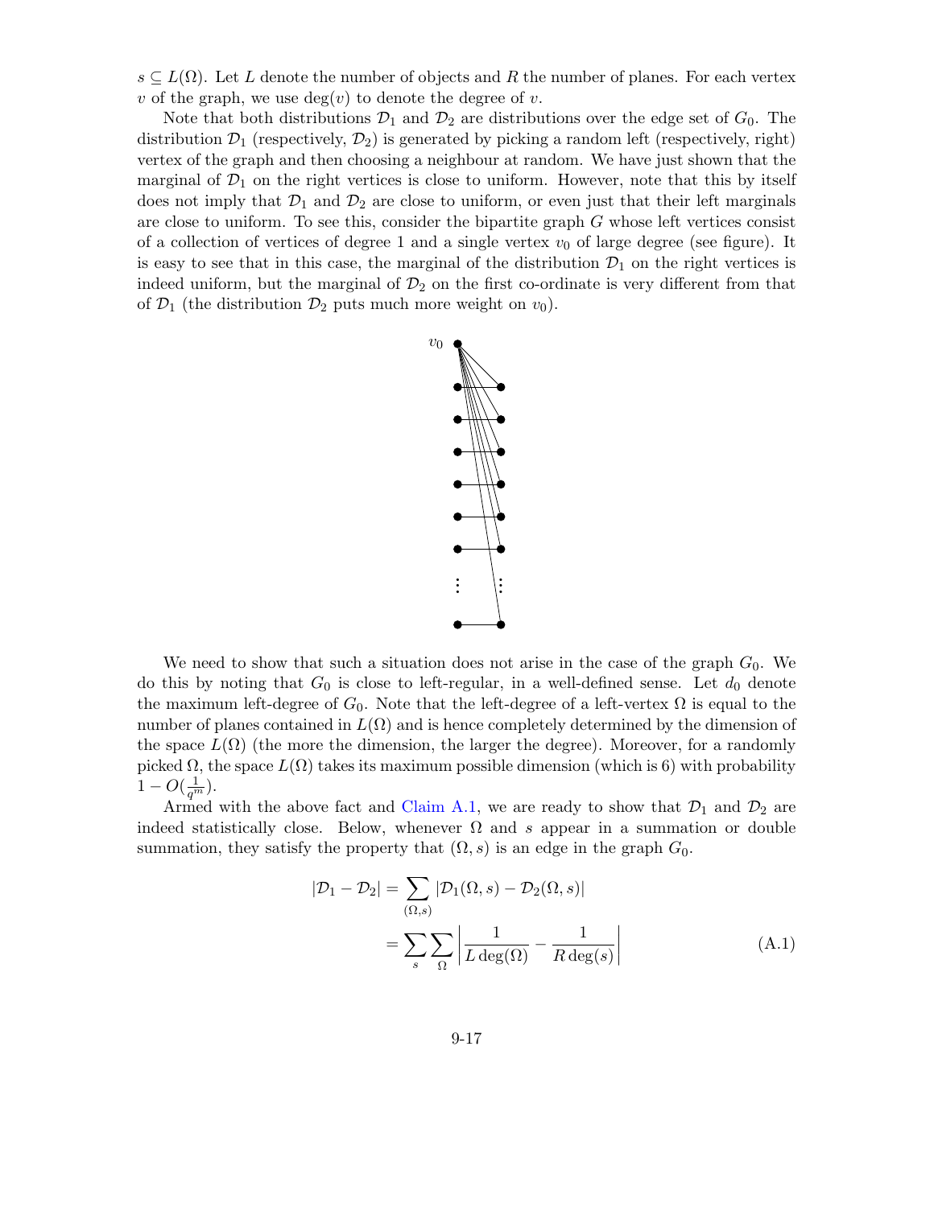$s \subseteq L(\Omega)$. Let $L$ denote the number of objects and $R$ the number of planes. For each vertex $v$ of the graph, we use $\deg(v)$ to denote the degree of $v$.

Note that both distributions $\mathcal{D}_1$ and $\mathcal{D}_2$ are distributions over the edge set of $G_0$. The distribution $\mathcal{D}_1$ (respectively, $\mathcal{D}_2$) is generated by picking a random left (respectively, right) vertex of the graph and then choosing a neighbour at random. We have just shown that the marginal of $\mathcal{D}_1$ on the right vertices is close to uniform. However, note that this by itself does not imply that $\mathcal{D}_1$ and $\mathcal{D}_2$ are close to uniform, or even just that their left marginals are close to uniform. To see this, consider the bipartite graph $G$ whose left vertices consist of a collection of vertices of degree 1 and a single vertex $v_0$ of large degree (see figure). It is easy to see that in this case, the marginal of the distribution $\mathcal{D}_1$ on the right vertices is indeed uniform, but the marginal of $\mathcal{D}_2$ on the first co-ordinate is very different from that of $\mathcal{D}_1$ (the distribution $\mathcal{D}_2$ puts much more weight on $v_0$).

We need to show that such a situation does not arise in the case of the graph $G_0$. We do this by noting that $G_0$ is close to left-regular, in a well-defined sense. Let $d_0$ denote the maximum left-degree of $G_0$. Note that the left-degree of a left-vertex $\Omega$ is equal to the number of planes contained in $L(\Omega)$ and is hence completely determined by the dimension of the space $L(\Omega)$ (the more the dimension, the larger the degree). Moreover, for a randomly picked $\Omega$, the space $L(\Omega)$ takes its maximum possible dimension (which is 6) with probability $1 - O(\frac{1}{q^m})$.

Armed with the above fact and Claim A.1, we are ready to show that $\mathcal{D}_1$ and $\mathcal{D}_2$ are indeed statistically close. Below, whenever $\Omega$ and $s$ appear in a summation or double summation, they satisfy the property that $(\Omega, s)$ is an edge in the graph $G_0$.

$$
\begin{aligned}
|\mathcal{D}_1 - \mathcal{D}_2| &= \sum_{(\Omega,s)} |\mathcal{D}_1(\Omega, s) - \mathcal{D}_2(\Omega, s)| \\
&= \sum_{s} \sum_{\Omega} \left| \frac{1}{L \deg(\Omega)} - \frac{1}{R \deg(s)} \right| \qquad \text{(A.1)}
\end{aligned}
$$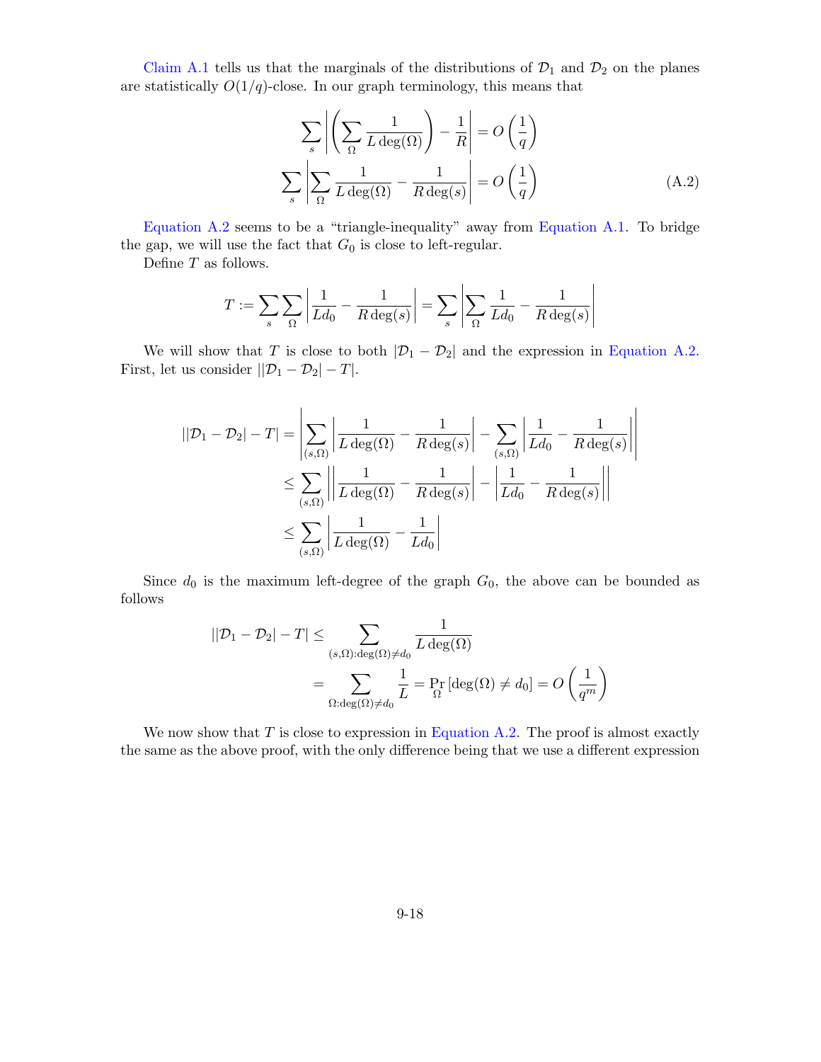Claim A.1 tells us that the marginals of the distributions of $\mathcal{D}_1$ and $\mathcal{D}_2$ on the planes are statistically $O(1/q)$-close. In our graph terminology, this means that

$$\sum_s \left| \left( \sum_\Omega \frac{1}{L \deg(\Omega)} \right) - \frac{1}{R} \right| = O\left(\frac{1}{q}\right)$$

$$\sum_s \left| \sum_\Omega \frac{1}{L \deg(\Omega)} - \frac{1}{R \deg(s)} \right| = O\left(\frac{1}{q}\right) \tag{A.2}$$

Equation A.2 seems to be a "triangle-inequality" away from Equation A.1. To bridge the gap, we will use the fact that $G_0$ is close to left-regular.

Define $T$ as follows.

$$T := \sum_s \sum_\Omega \left| \frac{1}{L d_0} - \frac{1}{R \deg(s)} \right| = \sum_s \left| \sum_\Omega \frac{1}{L d_0} - \frac{1}{R \deg(s)} \right|$$

We will show that $T$ is close to both $|\mathcal{D}_1 - \mathcal{D}_2|$ and the expression in Equation A.2. First, let us consider $||\mathcal{D}_1 - \mathcal{D}_2| - T|$.

$$\begin{aligned}
||\mathcal{D}_1 - \mathcal{D}_2| - T| &= \left| \sum_{(s,\Omega)} \left| \frac{1}{L \deg(\Omega)} - \frac{1}{R \deg(s)} \right| - \sum_{(s,\Omega)} \left| \frac{1}{L d_0} - \frac{1}{R \deg(s)} \right| \right| \\
&\leq \sum_{(s,\Omega)} \left| \left| \frac{1}{L \deg(\Omega)} - \frac{1}{R \deg(s)} \right| - \left| \frac{1}{L d_0} - \frac{1}{R \deg(s)} \right| \right| \\
&\leq \sum_{(s,\Omega)} \left| \frac{1}{L \deg(\Omega)} - \frac{1}{L d_0} \right|
\end{aligned}$$

Since $d_0$ is the maximum left-degree of the graph $G_0$, the above can be bounded as follows

$$\begin{aligned}
||\mathcal{D}_1 - \mathcal{D}_2| - T| &\leq \sum_{(s,\Omega):\deg(\Omega)\neq d_0} \frac{1}{L \deg(\Omega)} \\
&= \sum_{\Omega:\deg(\Omega)\neq d_0} \frac{1}{L} = \Pr_\Omega\left[\deg(\Omega) \neq d_0\right] = O\left(\frac{1}{q^m}\right)
\end{aligned}$$

We now show that $T$ is close to expression in Equation A.2. The proof is almost exactly the same as the above proof, with the only difference being that we use a different expression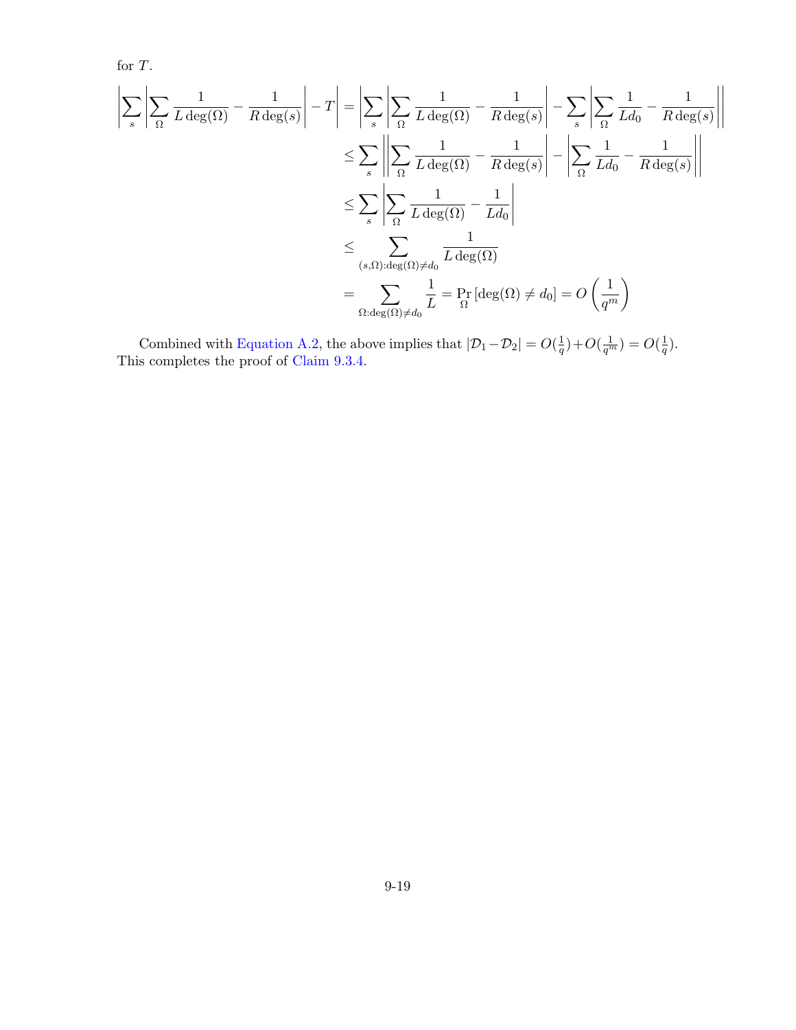for $T$.

$$
\begin{aligned}
\left| \sum_s \left| \sum_\Omega \frac{1}{L\deg(\Omega)} - \frac{1}{R\deg(s)} \right| - T \right| &= \left| \sum_s \left| \sum_\Omega \frac{1}{L\deg(\Omega)} - \frac{1}{R\deg(s)} \right| - \sum_s \left| \sum_\Omega \frac{1}{Ld_0} - \frac{1}{R\deg(s)} \right| \right| \\
&\le \sum_s \left| \left| \sum_\Omega \frac{1}{L\deg(\Omega)} - \frac{1}{R\deg(s)} \right| - \left| \sum_\Omega \frac{1}{Ld_0} - \frac{1}{R\deg(s)} \right| \right| \\
&\le \sum_s \left| \sum_\Omega \frac{1}{L\deg(\Omega)} - \frac{1}{Ld_0} \right| \\
&\le \sum_{(s,\Omega):\deg(\Omega)\neq d_0} \frac{1}{L\deg(\Omega)} \\
&= \sum_{\Omega:\deg(\Omega)\neq d_0} \frac{1}{L} = \Pr_\Omega\left[\deg(\Omega) \neq d_0\right] = O\left(\frac{1}{q^m}\right)
\end{aligned}
$$

Combined with Equation A.2, the above implies that $|\mathcal{D}_1 - \mathcal{D}_2| = O(\frac{1}{q}) + O(\frac{1}{q^m}) = O(\frac{1}{q})$. This completes the proof of Claim 9.3.4.